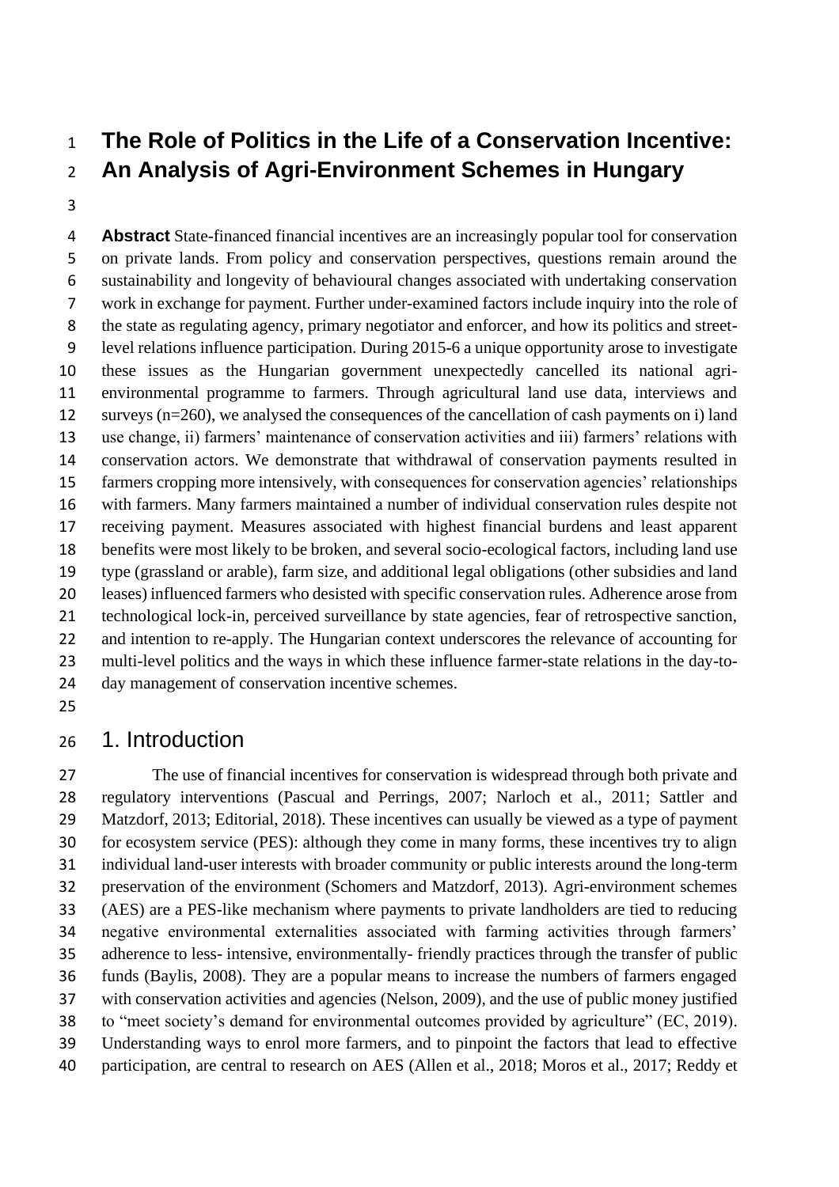# The Role of Politics in the Life of a Conservation Incentive: An Analysis of Agri-Environment Schemes in Hungary

**Abstract** State-financed financial incentives are an increasingly popular tool for conservation on private lands. From policy and conservation perspectives, questions remain around the sustainability and longevity of behavioural changes associated with undertaking conservation work in exchange for payment. Further under-examined factors include inquiry into the role of the state as regulating agency, primary negotiator and enforcer, and how its politics and street-level relations influence participation. During 2015-6 a unique opportunity arose to investigate these issues as the Hungarian government unexpectedly cancelled its national agri-environmental programme to farmers. Through agricultural land use data, interviews and surveys (n=260), we analysed the consequences of the cancellation of cash payments on i) land use change, ii) farmers' maintenance of conservation activities and iii) farmers' relations with conservation actors. We demonstrate that withdrawal of conservation payments resulted in farmers cropping more intensively, with consequences for conservation agencies' relationships with farmers. Many farmers maintained a number of individual conservation rules despite not receiving payment. Measures associated with highest financial burdens and least apparent benefits were most likely to be broken, and several socio-ecological factors, including land use type (grassland or arable), farm size, and additional legal obligations (other subsidies and land leases) influenced farmers who desisted with specific conservation rules. Adherence arose from technological lock-in, perceived surveillance by state agencies, fear of retrospective sanction, and intention to re-apply. The Hungarian context underscores the relevance of accounting for multi-level politics and the ways in which these influence farmer-state relations in the day-to-day management of conservation incentive schemes.

## 1. Introduction

The use of financial incentives for conservation is widespread through both private and regulatory interventions (Pascual and Perrings, 2007; Narloch et al., 2011; Sattler and Matzdorf, 2013; Editorial, 2018). These incentives can usually be viewed as a type of payment for ecosystem service (PES): although they come in many forms, these incentives try to align individual land-user interests with broader community or public interests around the long-term preservation of the environment (Schomers and Matzdorf, 2013). Agri-environment schemes (AES) are a PES-like mechanism where payments to private landholders are tied to reducing negative environmental externalities associated with farming activities through farmers' adherence to less- intensive, environmentally- friendly practices through the transfer of public funds (Baylis, 2008). They are a popular means to increase the numbers of farmers engaged with conservation activities and agencies (Nelson, 2009), and the use of public money justified to "meet society's demand for environmental outcomes provided by agriculture" (EC, 2019). Understanding ways to enrol more farmers, and to pinpoint the factors that lead to effective participation, are central to research on AES (Allen et al., 2018; Moros et al., 2017; Reddy et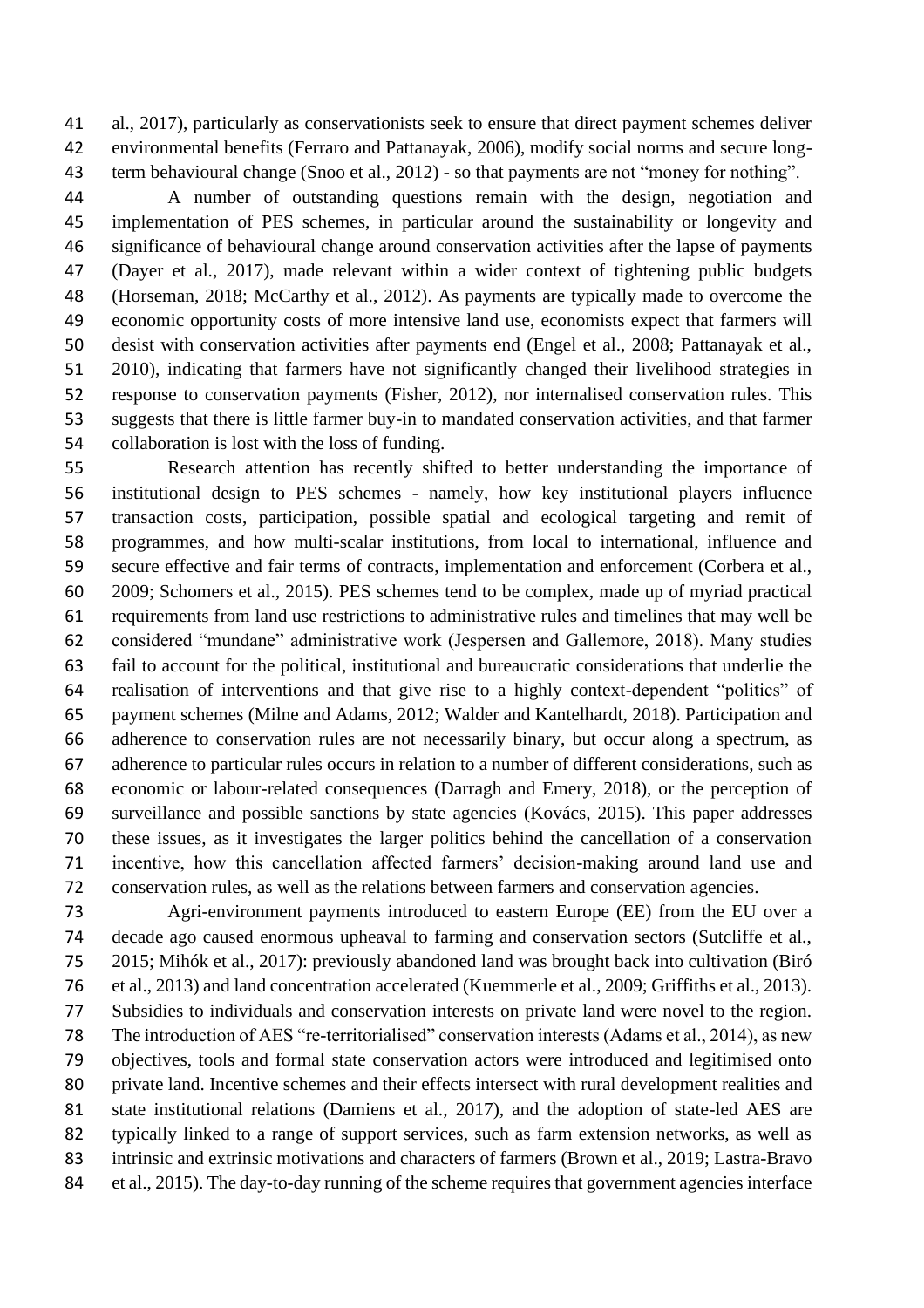al., 2017), particularly as conservationists seek to ensure that direct payment schemes deliver environmental benefits (Ferraro and Pattanayak, 2006), modify social norms and secure long-term behavioural change (Snoo et al., 2012) - so that payments are not "money for nothing".

A number of outstanding questions remain with the design, negotiation and implementation of PES schemes, in particular around the sustainability or longevity and significance of behavioural change around conservation activities after the lapse of payments (Dayer et al., 2017), made relevant within a wider context of tightening public budgets (Horseman, 2018; McCarthy et al., 2012). As payments are typically made to overcome the economic opportunity costs of more intensive land use, economists expect that farmers will desist with conservation activities after payments end (Engel et al., 2008; Pattanayak et al., 2010), indicating that farmers have not significantly changed their livelihood strategies in response to conservation payments (Fisher, 2012), nor internalised conservation rules. This suggests that there is little farmer buy-in to mandated conservation activities, and that farmer collaboration is lost with the loss of funding.

Research attention has recently shifted to better understanding the importance of institutional design to PES schemes - namely, how key institutional players influence transaction costs, participation, possible spatial and ecological targeting and remit of programmes, and how multi-scalar institutions, from local to international, influence and secure effective and fair terms of contracts, implementation and enforcement (Corbera et al., 2009; Schomers et al., 2015). PES schemes tend to be complex, made up of myriad practical requirements from land use restrictions to administrative rules and timelines that may well be considered "mundane" administrative work (Jespersen and Gallemore, 2018). Many studies fail to account for the political, institutional and bureaucratic considerations that underlie the realisation of interventions and that give rise to a highly context-dependent "politics" of payment schemes (Milne and Adams, 2012; Walder and Kantelhardt, 2018). Participation and adherence to conservation rules are not necessarily binary, but occur along a spectrum, as adherence to particular rules occurs in relation to a number of different considerations, such as economic or labour-related consequences (Darragh and Emery, 2018), or the perception of surveillance and possible sanctions by state agencies (Kovács, 2015). This paper addresses these issues, as it investigates the larger politics behind the cancellation of a conservation incentive, how this cancellation affected farmers' decision-making around land use and conservation rules, as well as the relations between farmers and conservation agencies.

Agri-environment payments introduced to eastern Europe (EE) from the EU over a decade ago caused enormous upheaval to farming and conservation sectors (Sutcliffe et al., 2015; Mihók et al., 2017): previously abandoned land was brought back into cultivation (Biró et al., 2013) and land concentration accelerated (Kuemmerle et al., 2009; Griffiths et al., 2013). Subsidies to individuals and conservation interests on private land were novel to the region. The introduction of AES "re-territorialised" conservation interests (Adams et al., 2014), as new objectives, tools and formal state conservation actors were introduced and legitimised onto private land. Incentive schemes and their effects intersect with rural development realities and state institutional relations (Damiens et al., 2017), and the adoption of state-led AES are typically linked to a range of support services, such as farm extension networks, as well as intrinsic and extrinsic motivations and characters of farmers (Brown et al., 2019; Lastra-Bravo et al., 2015). The day-to-day running of the scheme requires that government agencies interface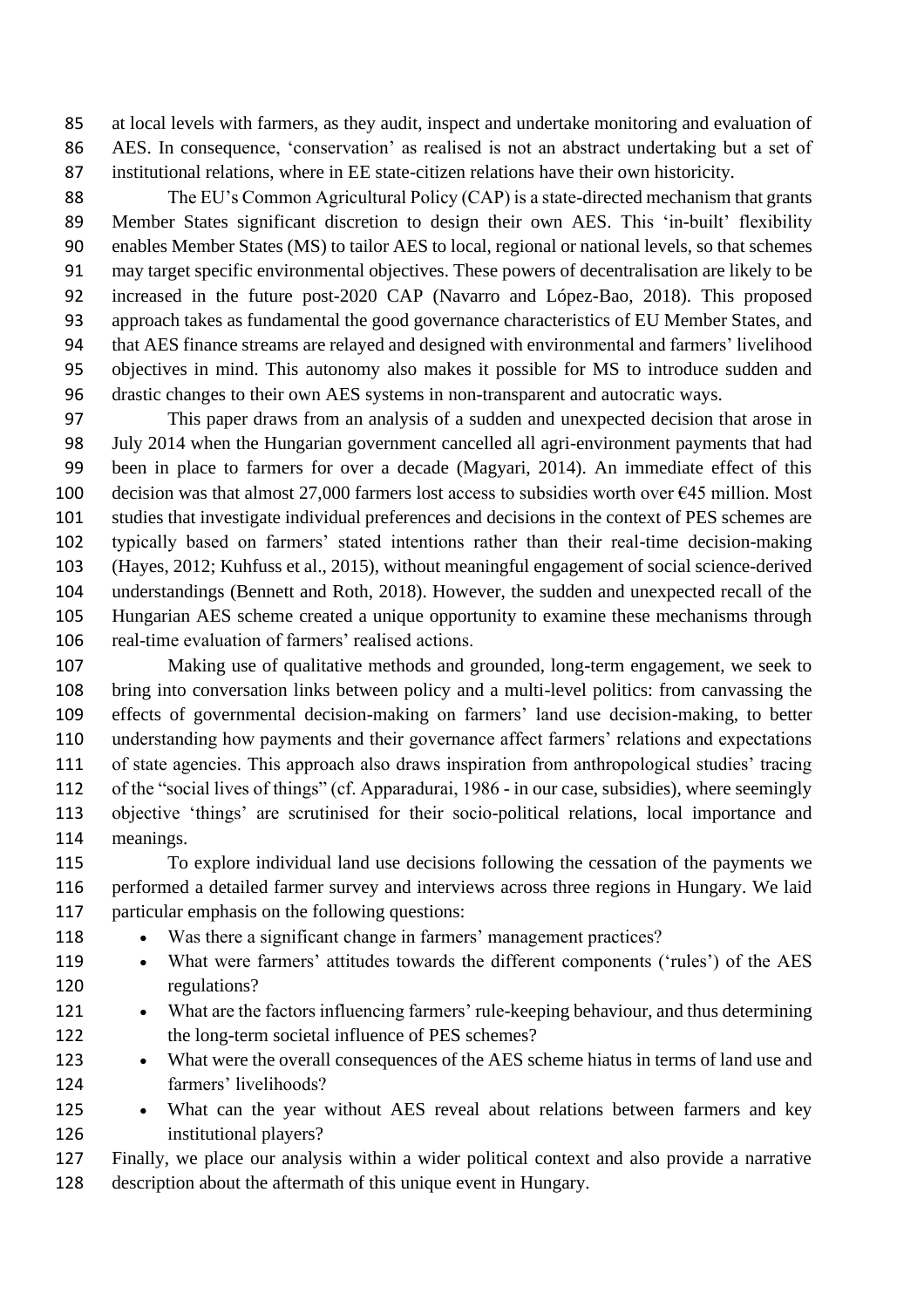at local levels with farmers, as they audit, inspect and undertake monitoring and evaluation of AES. In consequence, 'conservation' as realised is not an abstract undertaking but a set of institutional relations, where in EE state-citizen relations have their own historicity.

The EU's Common Agricultural Policy (CAP) is a state-directed mechanism that grants Member States significant discretion to design their own AES. This 'in-built' flexibility enables Member States (MS) to tailor AES to local, regional or national levels, so that schemes may target specific environmental objectives. These powers of decentralisation are likely to be increased in the future post-2020 CAP (Navarro and López-Bao, 2018). This proposed approach takes as fundamental the good governance characteristics of EU Member States, and that AES finance streams are relayed and designed with environmental and farmers' livelihood objectives in mind. This autonomy also makes it possible for MS to introduce sudden and drastic changes to their own AES systems in non-transparent and autocratic ways.

This paper draws from an analysis of a sudden and unexpected decision that arose in July 2014 when the Hungarian government cancelled all agri-environment payments that had been in place to farmers for over a decade (Magyari, 2014). An immediate effect of this decision was that almost 27,000 farmers lost access to subsidies worth over €45 million. Most studies that investigate individual preferences and decisions in the context of PES schemes are typically based on farmers' stated intentions rather than their real-time decision-making (Hayes, 2012; Kuhfuss et al., 2015), without meaningful engagement of social science-derived understandings (Bennett and Roth, 2018). However, the sudden and unexpected recall of the Hungarian AES scheme created a unique opportunity to examine these mechanisms through real-time evaluation of farmers' realised actions.

Making use of qualitative methods and grounded, long-term engagement, we seek to bring into conversation links between policy and a multi-level politics: from canvassing the effects of governmental decision-making on farmers' land use decision-making, to better understanding how payments and their governance affect farmers' relations and expectations of state agencies. This approach also draws inspiration from anthropological studies' tracing of the "social lives of things" (cf. Apparadurai, 1986 - in our case, subsidies), where seemingly objective 'things' are scrutinised for their socio-political relations, local importance and meanings.

To explore individual land use decisions following the cessation of the payments we performed a detailed farmer survey and interviews across three regions in Hungary. We laid particular emphasis on the following questions:

- Was there a significant change in farmers' management practices?
- What were farmers' attitudes towards the different components ('rules') of the AES regulations?
- What are the factors influencing farmers' rule-keeping behaviour, and thus determining the long-term societal influence of PES schemes?
- What were the overall consequences of the AES scheme hiatus in terms of land use and farmers' livelihoods?
- What can the year without AES reveal about relations between farmers and key institutional players?

Finally, we place our analysis within a wider political context and also provide a narrative description about the aftermath of this unique event in Hungary.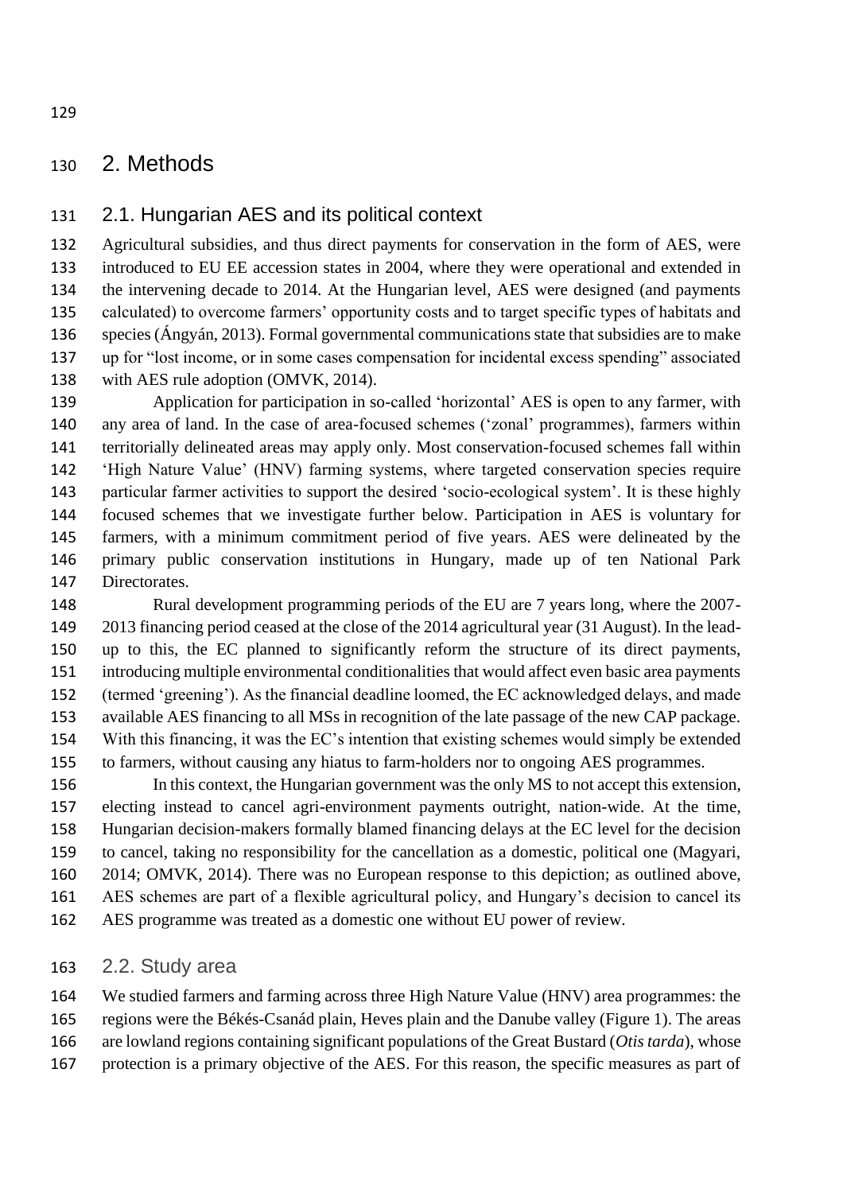## 2. Methods

### 2.1. Hungarian AES and its political context

Agricultural subsidies, and thus direct payments for conservation in the form of AES, were introduced to EU EE accession states in 2004, where they were operational and extended in the intervening decade to 2014. At the Hungarian level, AES were designed (and payments calculated) to overcome farmers' opportunity costs and to target specific types of habitats and species (Ángyán, 2013). Formal governmental communications state that subsidies are to make up for "lost income, or in some cases compensation for incidental excess spending" associated with AES rule adoption (OMVK, 2014).

Application for participation in so-called 'horizontal' AES is open to any farmer, with any area of land. In the case of area-focused schemes ('zonal' programmes), farmers within territorially delineated areas may apply only. Most conservation-focused schemes fall within 'High Nature Value' (HNV) farming systems, where targeted conservation species require particular farmer activities to support the desired 'socio-ecological system'. It is these highly focused schemes that we investigate further below. Participation in AES is voluntary for farmers, with a minimum commitment period of five years. AES were delineated by the primary public conservation institutions in Hungary, made up of ten National Park Directorates.

Rural development programming periods of the EU are 7 years long, where the 2007-2013 financing period ceased at the close of the 2014 agricultural year (31 August). In the lead-up to this, the EC planned to significantly reform the structure of its direct payments, introducing multiple environmental conditionalities that would affect even basic area payments (termed 'greening'). As the financial deadline loomed, the EC acknowledged delays, and made available AES financing to all MSs in recognition of the late passage of the new CAP package. With this financing, it was the EC's intention that existing schemes would simply be extended to farmers, without causing any hiatus to farm-holders nor to ongoing AES programmes.

In this context, the Hungarian government was the only MS to not accept this extension, electing instead to cancel agri-environment payments outright, nation-wide. At the time, Hungarian decision-makers formally blamed financing delays at the EC level for the decision to cancel, taking no responsibility for the cancellation as a domestic, political one (Magyari, 2014; OMVK, 2014). There was no European response to this depiction; as outlined above, AES schemes are part of a flexible agricultural policy, and Hungary's decision to cancel its AES programme was treated as a domestic one without EU power of review.

### 2.2. Study area

We studied farmers and farming across three High Nature Value (HNV) area programmes: the regions were the Békés-Csanád plain, Heves plain and the Danube valley (Figure 1). The areas are lowland regions containing significant populations of the Great Bustard (*Otis tarda*), whose protection is a primary objective of the AES. For this reason, the specific measures as part of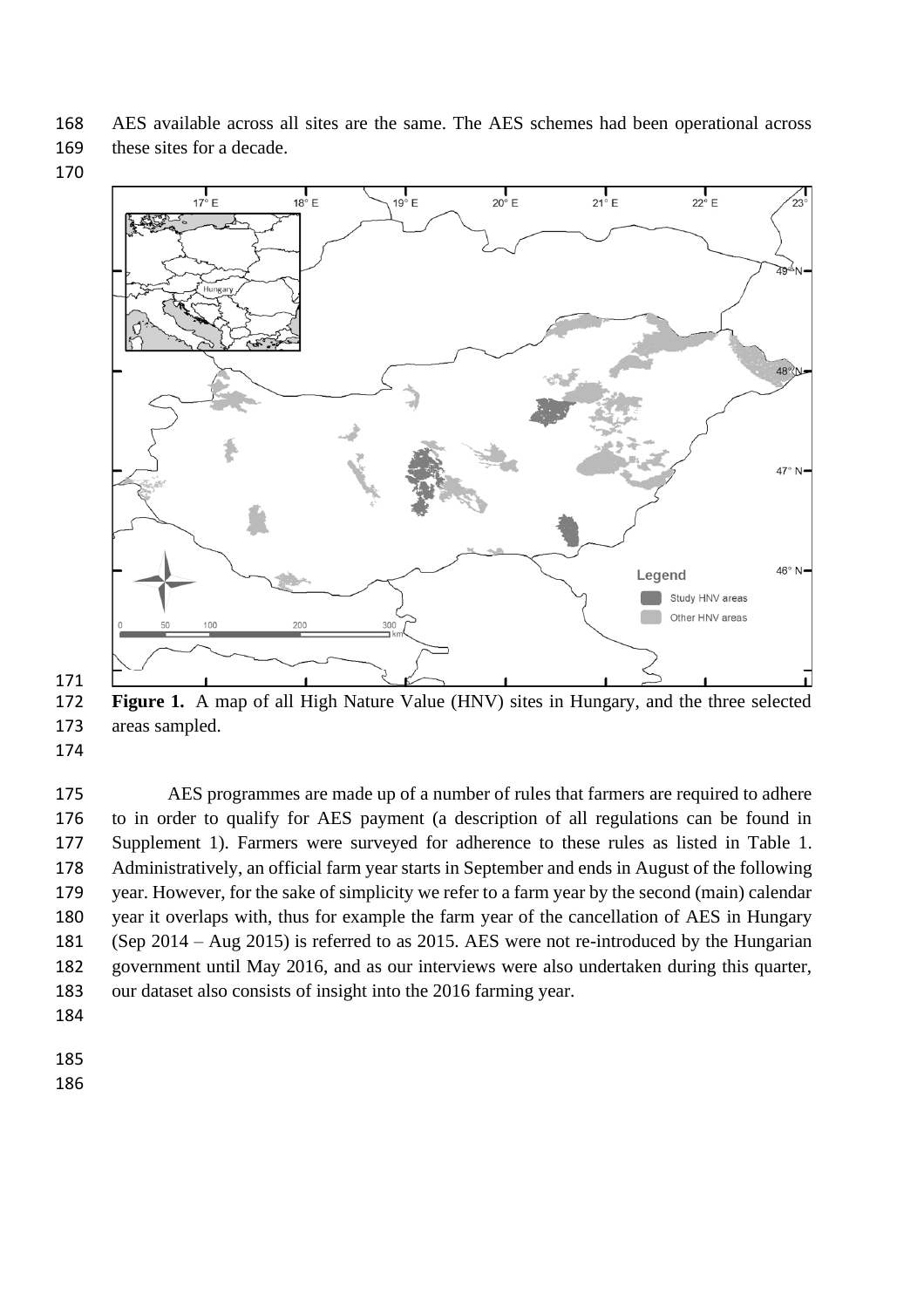AES available across all sites are the same. The AES schemes had been operational across these sites for a decade.

**Figure 1.** A map of all High Nature Value (HNV) sites in Hungary, and the three selected areas sampled.

AES programmes are made up of a number of rules that farmers are required to adhere to in order to qualify for AES payment (a description of all regulations can be found in Supplement 1). Farmers were surveyed for adherence to these rules as listed in Table 1. Administratively, an official farm year starts in September and ends in August of the following year. However, for the sake of simplicity we refer to a farm year by the second (main) calendar year it overlaps with, thus for example the farm year of the cancellation of AES in Hungary (Sep 2014 – Aug 2015) is referred to as 2015. AES were not re-introduced by the Hungarian government until May 2016, and as our interviews were also undertaken during this quarter, our dataset also consists of insight into the 2016 farming year.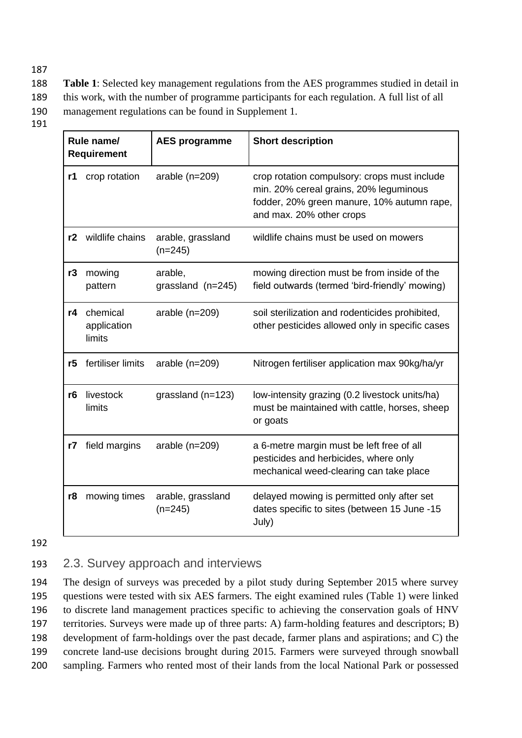**Table 1**: Selected key management regulations from the AES programmes studied in detail in this work, with the number of programme participants for each regulation. A full list of all management regulations can be found in Supplement 1.

| Rule name/ Requirement | | AES programme | Short description |
|---|---|---|---|
| **r1** | crop rotation | arable (n=209) | crop rotation compulsory: crops must include min. 20% cereal grains, 20% leguminous fodder, 20% green manure, 10% autumn rape, and max. 20% other crops |
| **r2** | wildlife chains | arable, grassland (n=245) | wildlife chains must be used on mowers |
| **r3** | mowing pattern | arable, grassland (n=245) | mowing direction must be from inside of the field outwards (termed 'bird-friendly' mowing) |
| **r4** | chemical application limits | arable (n=209) | soil sterilization and rodenticides prohibited, other pesticides allowed only in specific cases |
| **r5** | fertiliser limits | arable (n=209) | Nitrogen fertiliser application max 90kg/ha/yr |
| **r6** | livestock limits | grassland (n=123) | low-intensity grazing (0.2 livestock units/ha) must be maintained with cattle, horses, sheep or goats |
| **r7** | field margins | arable (n=209) | a 6-metre margin must be left free of all pesticides and herbicides, where only mechanical weed-clearing can take place |
| **r8** | mowing times | arable, grassland (n=245) | delayed mowing is permitted only after set dates specific to sites (between 15 June -15 July) |

## 2.3. Survey approach and interviews

The design of surveys was preceded by a pilot study during September 2015 where survey questions were tested with six AES farmers. The eight examined rules (Table 1) were linked to discrete land management practices specific to achieving the conservation goals of HNV territories. Surveys were made up of three parts: A) farm-holding features and descriptors; B) development of farm-holdings over the past decade, farmer plans and aspirations; and C) the concrete land-use decisions brought during 2015. Farmers were surveyed through snowball sampling. Farmers who rented most of their lands from the local National Park or possessed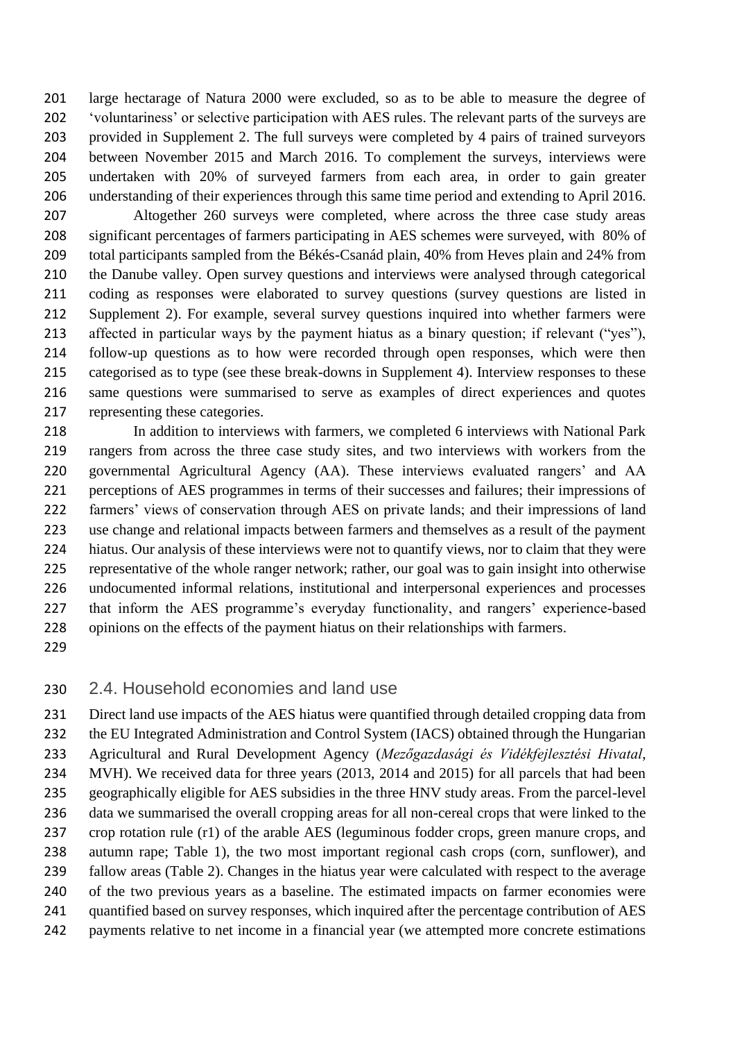large hectarage of Natura 2000 were excluded, so as to be able to measure the degree of 'voluntariness' or selective participation with AES rules. The relevant parts of the surveys are provided in Supplement 2. The full surveys were completed by 4 pairs of trained surveyors between November 2015 and March 2016. To complement the surveys, interviews were undertaken with 20% of surveyed farmers from each area, in order to gain greater understanding of their experiences through this same time period and extending to April 2016.

Altogether 260 surveys were completed, where across the three case study areas significant percentages of farmers participating in AES schemes were surveyed, with 80% of total participants sampled from the Békés-Csanád plain, 40% from Heves plain and 24% from the Danube valley. Open survey questions and interviews were analysed through categorical coding as responses were elaborated to survey questions (survey questions are listed in Supplement 2). For example, several survey questions inquired into whether farmers were affected in particular ways by the payment hiatus as a binary question; if relevant ("yes"), follow-up questions as to how were recorded through open responses, which were then categorised as to type (see these break-downs in Supplement 4). Interview responses to these same questions were summarised to serve as examples of direct experiences and quotes representing these categories.

In addition to interviews with farmers, we completed 6 interviews with National Park rangers from across the three case study sites, and two interviews with workers from the governmental Agricultural Agency (AA). These interviews evaluated rangers' and AA perceptions of AES programmes in terms of their successes and failures; their impressions of farmers' views of conservation through AES on private lands; and their impressions of land use change and relational impacts between farmers and themselves as a result of the payment hiatus. Our analysis of these interviews were not to quantify views, nor to claim that they were representative of the whole ranger network; rather, our goal was to gain insight into otherwise undocumented informal relations, institutional and interpersonal experiences and processes that inform the AES programme's everyday functionality, and rangers' experience-based opinions on the effects of the payment hiatus on their relationships with farmers.

## 2.4. Household economies and land use

Direct land use impacts of the AES hiatus were quantified through detailed cropping data from the EU Integrated Administration and Control System (IACS) obtained through the Hungarian Agricultural and Rural Development Agency (*Mezőgazdasági és Vidékfejlesztési Hivatal*, MVH). We received data for three years (2013, 2014 and 2015) for all parcels that had been geographically eligible for AES subsidies in the three HNV study areas. From the parcel-level data we summarised the overall cropping areas for all non-cereal crops that were linked to the crop rotation rule (r1) of the arable AES (leguminous fodder crops, green manure crops, and autumn rape; Table 1), the two most important regional cash crops (corn, sunflower), and fallow areas (Table 2). Changes in the hiatus year were calculated with respect to the average of the two previous years as a baseline. The estimated impacts on farmer economies were quantified based on survey responses, which inquired after the percentage contribution of AES payments relative to net income in a financial year (we attempted more concrete estimations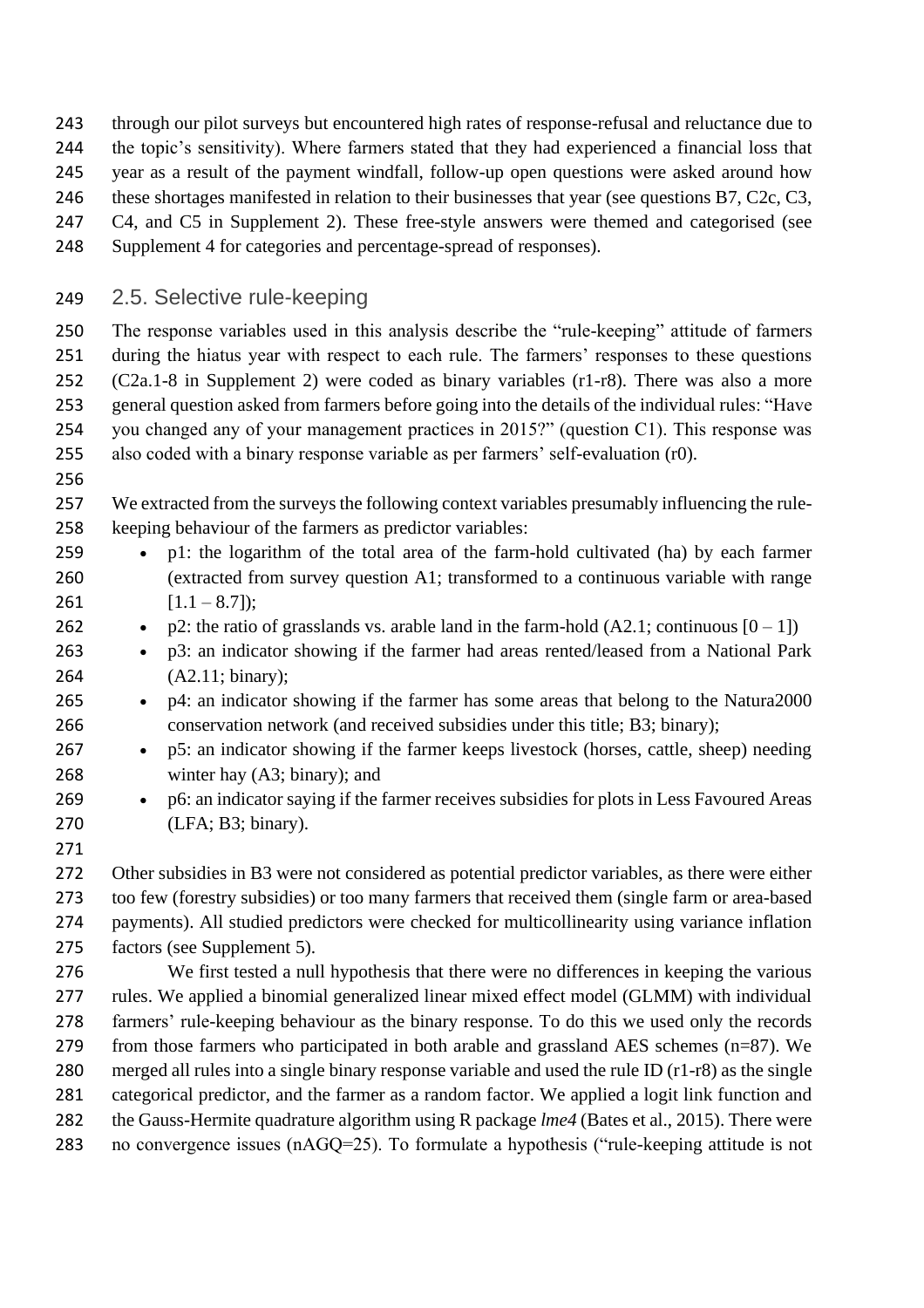through our pilot surveys but encountered high rates of response-refusal and reluctance due to the topic's sensitivity). Where farmers stated that they had experienced a financial loss that year as a result of the payment windfall, follow-up open questions were asked around how these shortages manifested in relation to their businesses that year (see questions B7, C2c, C3, C4, and C5 in Supplement 2). These free-style answers were themed and categorised (see Supplement 4 for categories and percentage-spread of responses).

## 2.5. Selective rule-keeping

The response variables used in this analysis describe the "rule-keeping" attitude of farmers during the hiatus year with respect to each rule. The farmers' responses to these questions (C2a.1-8 in Supplement 2) were coded as binary variables (r1-r8). There was also a more general question asked from farmers before going into the details of the individual rules: "Have you changed any of your management practices in 2015?" (question C1). This response was also coded with a binary response variable as per farmers' self-evaluation (r0).

We extracted from the surveys the following context variables presumably influencing the rule-keeping behaviour of the farmers as predictor variables:

- p1: the logarithm of the total area of the farm-hold cultivated (ha) by each farmer (extracted from survey question A1; transformed to a continuous variable with range [1.1 – 8.7]);
- p2: the ratio of grasslands vs. arable land in the farm-hold (A2.1; continuous [0 – 1])
- p3: an indicator showing if the farmer had areas rented/leased from a National Park (A2.11; binary);
- p4: an indicator showing if the farmer has some areas that belong to the Natura2000 conservation network (and received subsidies under this title; B3; binary);
- p5: an indicator showing if the farmer keeps livestock (horses, cattle, sheep) needing winter hay (A3; binary); and
- p6: an indicator saying if the farmer receives subsidies for plots in Less Favoured Areas (LFA; B3; binary).

Other subsidies in B3 were not considered as potential predictor variables, as there were either too few (forestry subsidies) or too many farmers that received them (single farm or area-based payments). All studied predictors were checked for multicollinearity using variance inflation factors (see Supplement 5).

We first tested a null hypothesis that there were no differences in keeping the various rules. We applied a binomial generalized linear mixed effect model (GLMM) with individual farmers' rule-keeping behaviour as the binary response. To do this we used only the records from those farmers who participated in both arable and grassland AES schemes (n=87). We merged all rules into a single binary response variable and used the rule ID (r1-r8) as the single categorical predictor, and the farmer as a random factor. We applied a logit link function and the Gauss-Hermite quadrature algorithm using R package *lme4* (Bates et al., 2015). There were no convergence issues (nAGQ=25). To formulate a hypothesis ("rule-keeping attitude is not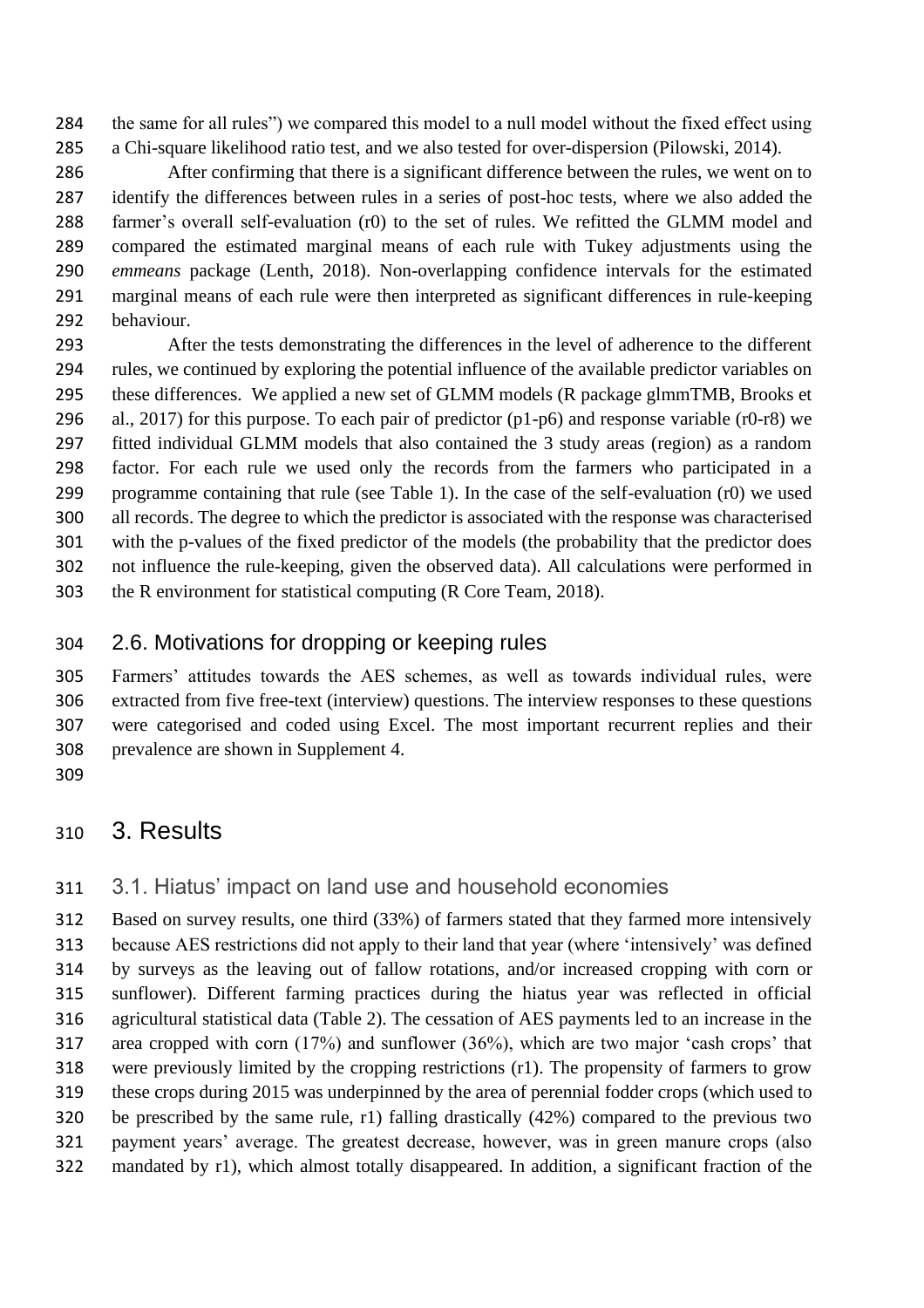the same for all rules") we compared this model to a null model without the fixed effect using a Chi-square likelihood ratio test, and we also tested for over-dispersion (Pilowski, 2014).

After confirming that there is a significant difference between the rules, we went on to identify the differences between rules in a series of post-hoc tests, where we also added the farmer's overall self-evaluation (r0) to the set of rules. We refitted the GLMM model and compared the estimated marginal means of each rule with Tukey adjustments using the *emmeans* package (Lenth, 2018). Non-overlapping confidence intervals for the estimated marginal means of each rule were then interpreted as significant differences in rule-keeping behaviour.

After the tests demonstrating the differences in the level of adherence to the different rules, we continued by exploring the potential influence of the available predictor variables on these differences. We applied a new set of GLMM models (R package glmmTMB, Brooks et al., 2017) for this purpose. To each pair of predictor (p1-p6) and response variable (r0-r8) we fitted individual GLMM models that also contained the 3 study areas (region) as a random factor. For each rule we used only the records from the farmers who participated in a programme containing that rule (see Table 1). In the case of the self-evaluation (r0) we used all records. The degree to which the predictor is associated with the response was characterised with the p-values of the fixed predictor of the models (the probability that the predictor does not influence the rule-keeping, given the observed data). All calculations were performed in the R environment for statistical computing (R Core Team, 2018).

## 2.6. Motivations for dropping or keeping rules

Farmers' attitudes towards the AES schemes, as well as towards individual rules, were extracted from five free-text (interview) questions. The interview responses to these questions were categorised and coded using Excel. The most important recurrent replies and their prevalence are shown in Supplement 4.

# 3. Results

## 3.1. Hiatus' impact on land use and household economies

Based on survey results, one third (33%) of farmers stated that they farmed more intensively because AES restrictions did not apply to their land that year (where 'intensively' was defined by surveys as the leaving out of fallow rotations, and/or increased cropping with corn or sunflower). Different farming practices during the hiatus year was reflected in official agricultural statistical data (Table 2). The cessation of AES payments led to an increase in the area cropped with corn (17%) and sunflower (36%), which are two major 'cash crops' that were previously limited by the cropping restrictions (r1). The propensity of farmers to grow these crops during 2015 was underpinned by the area of perennial fodder crops (which used to be prescribed by the same rule, r1) falling drastically (42%) compared to the previous two payment years' average. The greatest decrease, however, was in green manure crops (also mandated by r1), which almost totally disappeared. In addition, a significant fraction of the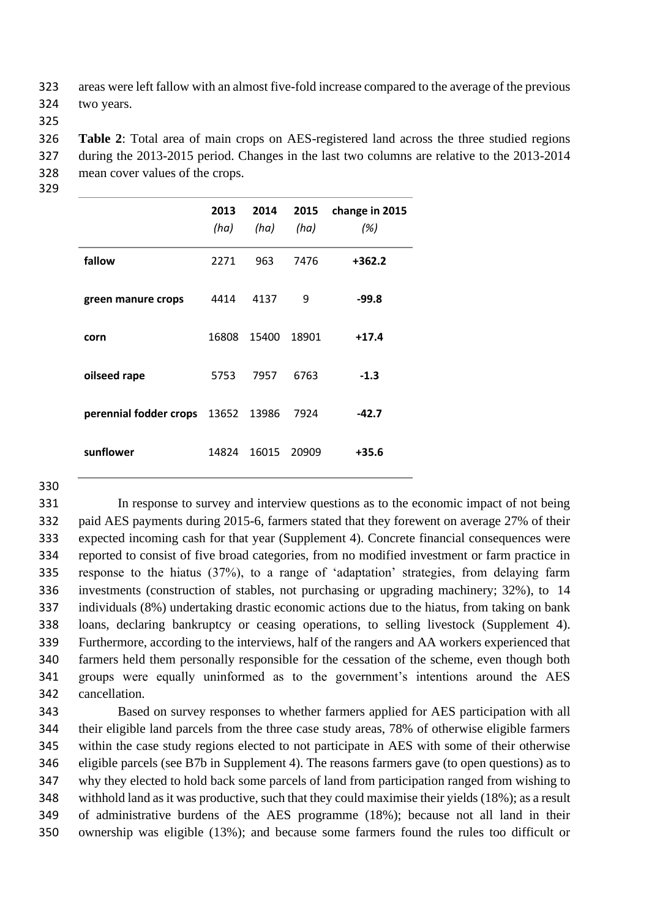areas were left fallow with an almost five-fold increase compared to the average of the previous two years.

**Table 2**: Total area of main crops on AES-registered land across the three studied regions during the 2013-2015 period. Changes in the last two columns are relative to the 2013-2014 mean cover values of the crops.

| | **2013** *(ha)* | **2014** *(ha)* | **2015** *(ha)* | **change in 2015** *(%)* |
|---|---|---|---|---|
| **fallow** | 2271 | 963 | 7476 | **+362.2** |
| **green manure crops** | 4414 | 4137 | 9 | **-99.8** |
| **corn** | 16808 | 15400 | 18901 | **+17.4** |
| **oilseed rape** | 5753 | 7957 | 6763 | **-1.3** |
| **perennial fodder crops** | 13652 | 13986 | 7924 | **-42.7** |
| **sunflower** | 14824 | 16015 | 20909 | **+35.6** |

In response to survey and interview questions as to the economic impact of not being paid AES payments during 2015-6, farmers stated that they forewent on average 27% of their expected incoming cash for that year (Supplement 4). Concrete financial consequences were reported to consist of five broad categories, from no modified investment or farm practice in response to the hiatus (37%), to a range of 'adaptation' strategies, from delaying farm investments (construction of stables, not purchasing or upgrading machinery; 32%), to 14 individuals (8%) undertaking drastic economic actions due to the hiatus, from taking on bank loans, declaring bankruptcy or ceasing operations, to selling livestock (Supplement 4). Furthermore, according to the interviews, half of the rangers and AA workers experienced that farmers held them personally responsible for the cessation of the scheme, even though both groups were equally uninformed as to the government's intentions around the AES cancellation.

Based on survey responses to whether farmers applied for AES participation with all their eligible land parcels from the three case study areas, 78% of otherwise eligible farmers within the case study regions elected to not participate in AES with some of their otherwise eligible parcels (see B7b in Supplement 4). The reasons farmers gave (to open questions) as to why they elected to hold back some parcels of land from participation ranged from wishing to withhold land as it was productive, such that they could maximise their yields (18%); as a result of administrative burdens of the AES programme (18%); because not all land in their ownership was eligible (13%); and because some farmers found the rules too difficult or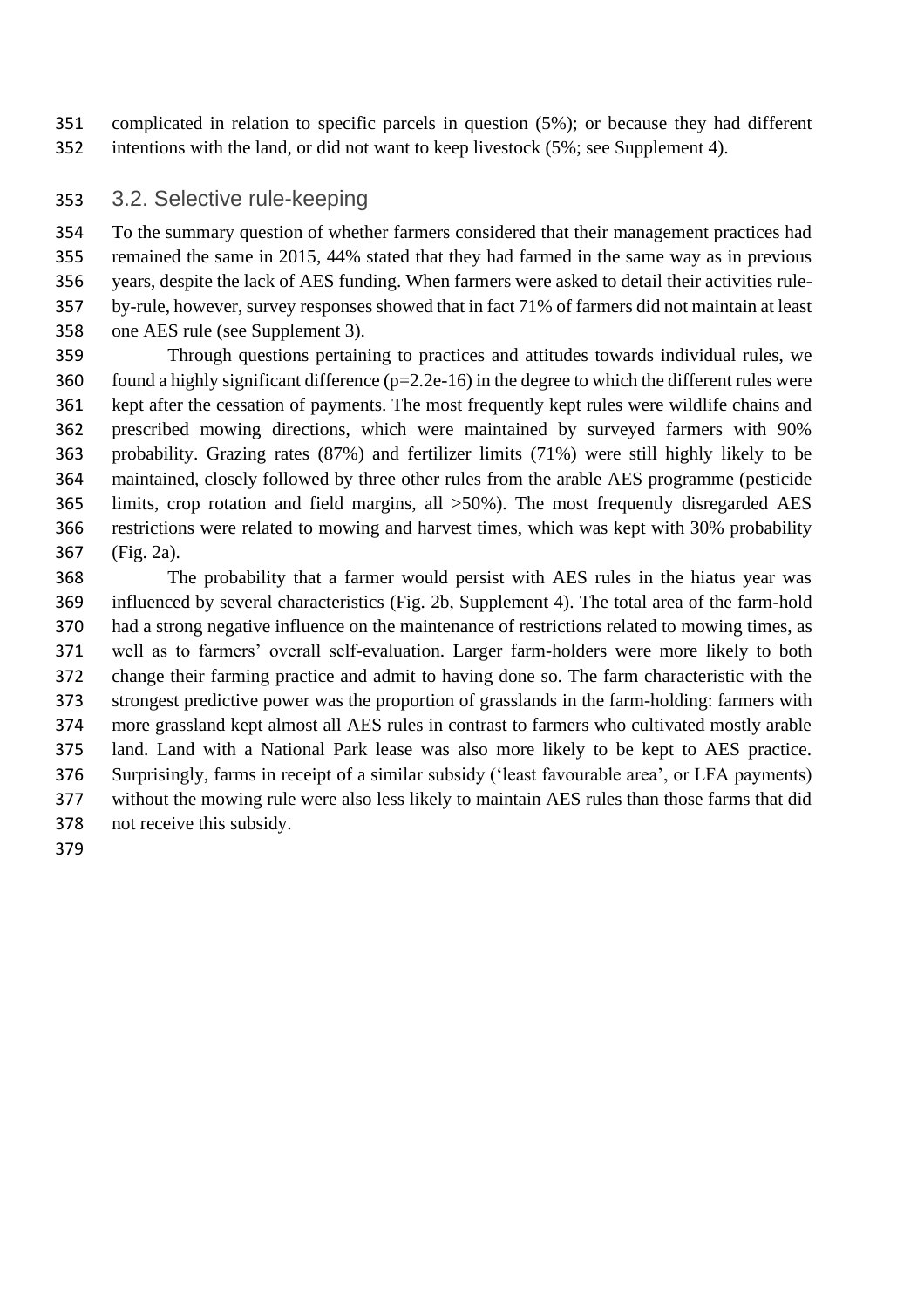complicated in relation to specific parcels in question (5%); or because they had different intentions with the land, or did not want to keep livestock (5%; see Supplement 4).

## 3.2. Selective rule-keeping

To the summary question of whether farmers considered that their management practices had remained the same in 2015, 44% stated that they had farmed in the same way as in previous years, despite the lack of AES funding. When farmers were asked to detail their activities rule-by-rule, however, survey responses showed that in fact 71% of farmers did not maintain at least one AES rule (see Supplement 3).

Through questions pertaining to practices and attitudes towards individual rules, we found a highly significant difference ($p=2.2e-16$) in the degree to which the different rules were kept after the cessation of payments. The most frequently kept rules were wildlife chains and prescribed mowing directions, which were maintained by surveyed farmers with 90% probability. Grazing rates (87%) and fertilizer limits (71%) were still highly likely to be maintained, closely followed by three other rules from the arable AES programme (pesticide limits, crop rotation and field margins, all >50%). The most frequently disregarded AES restrictions were related to mowing and harvest times, which was kept with 30% probability (Fig. 2a).

The probability that a farmer would persist with AES rules in the hiatus year was influenced by several characteristics (Fig. 2b, Supplement 4). The total area of the farm-hold had a strong negative influence on the maintenance of restrictions related to mowing times, as well as to farmers' overall self-evaluation. Larger farm-holders were more likely to both change their farming practice and admit to having done so. The farm characteristic with the strongest predictive power was the proportion of grasslands in the farm-holding: farmers with more grassland kept almost all AES rules in contrast to farmers who cultivated mostly arable land. Land with a National Park lease was also more likely to be kept to AES practice. Surprisingly, farms in receipt of a similar subsidy ('least favourable area', or LFA payments) without the mowing rule were also less likely to maintain AES rules than those farms that did not receive this subsidy.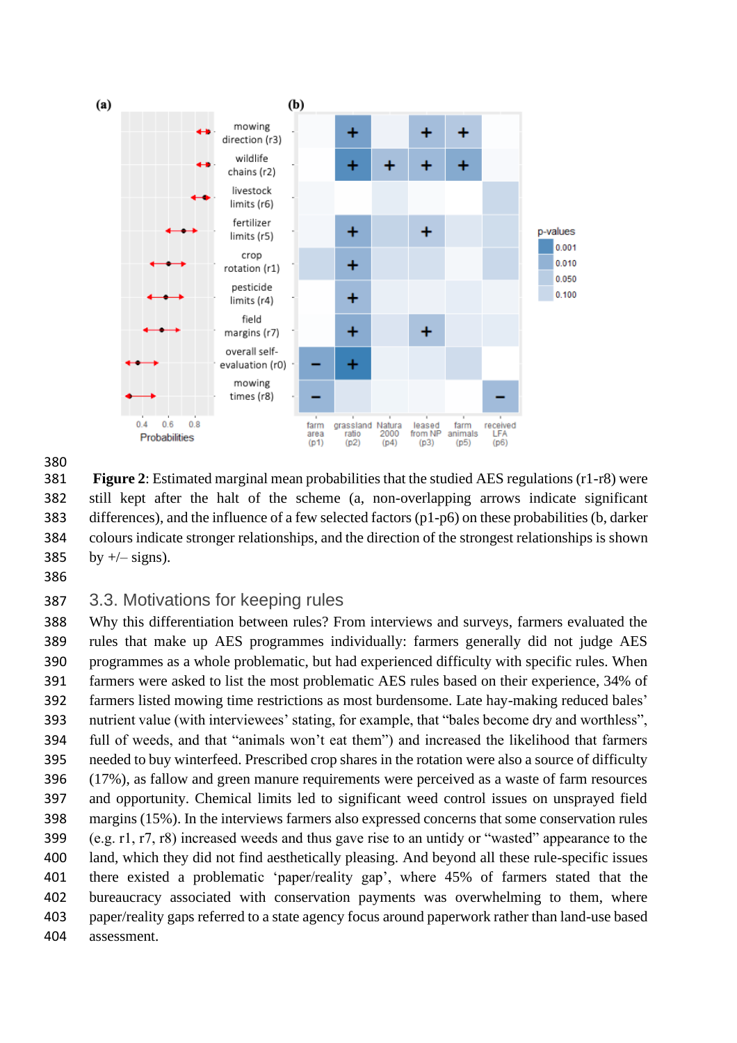Figure 2: Estimated marginal mean probabilities that the studied AES regulations (r1-r8) were still kept after the halt of the scheme (a, non-overlapping arrows indicate significant differences), and the influence of a few selected factors (p1-p6) on these probabilities (b, darker colours indicate stronger relationships, and the direction of the strongest relationships is shown by +/– signs).

## 3.3. Motivations for keeping rules

Why this differentiation between rules? From interviews and surveys, farmers evaluated the rules that make up AES programmes individually: farmers generally did not judge AES programmes as a whole problematic, but had experienced difficulty with specific rules. When farmers were asked to list the most problematic AES rules based on their experience, 34% of farmers listed mowing time restrictions as most burdensome. Late hay-making reduced bales' nutrient value (with interviewees' stating, for example, that "bales become dry and worthless", full of weeds, and that "animals won't eat them") and increased the likelihood that farmers needed to buy winterfeed. Prescribed crop shares in the rotation were also a source of difficulty (17%), as fallow and green manure requirements were perceived as a waste of farm resources and opportunity. Chemical limits led to significant weed control issues on unsprayed field margins (15%). In the interviews farmers also expressed concerns that some conservation rules (e.g. r1, r7, r8) increased weeds and thus gave rise to an untidy or "wasted" appearance to the land, which they did not find aesthetically pleasing. And beyond all these rule-specific issues there existed a problematic 'paper/reality gap', where 45% of farmers stated that the bureaucracy associated with conservation payments was overwhelming to them, where paper/reality gaps referred to a state agency focus around paperwork rather than land-use based assessment.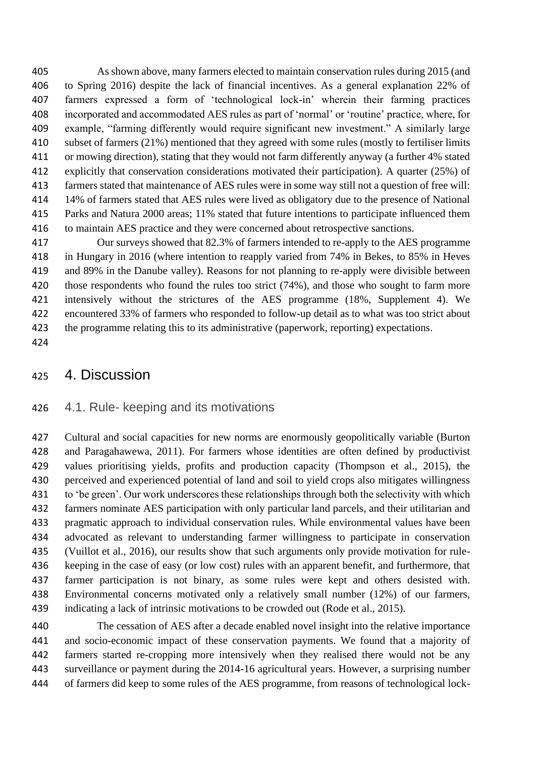As shown above, many farmers elected to maintain conservation rules during 2015 (and to Spring 2016) despite the lack of financial incentives. As a general explanation 22% of farmers expressed a form of 'technological lock-in' wherein their farming practices incorporated and accommodated AES rules as part of 'normal' or 'routine' practice, where, for example, "farming differently would require significant new investment." A similarly large subset of farmers (21%) mentioned that they agreed with some rules (mostly to fertiliser limits or mowing direction), stating that they would not farm differently anyway (a further 4% stated explicitly that conservation considerations motivated their participation). A quarter (25%) of farmers stated that maintenance of AES rules were in some way still not a question of free will: 14% of farmers stated that AES rules were lived as obligatory due to the presence of National Parks and Natura 2000 areas; 11% stated that future intentions to participate influenced them to maintain AES practice and they were concerned about retrospective sanctions.

Our surveys showed that 82.3% of farmers intended to re-apply to the AES programme in Hungary in 2016 (where intention to reapply varied from 74% in Bekes, to 85% in Heves and 89% in the Danube valley). Reasons for not planning to re-apply were divisible between those respondents who found the rules too strict (74%), and those who sought to farm more intensively without the strictures of the AES programme (18%, Supplement 4). We encountered 33% of farmers who responded to follow-up detail as to what was too strict about the programme relating this to its administrative (paperwork, reporting) expectations.

# 4. Discussion

## 4.1. Rule- keeping and its motivations

Cultural and social capacities for new norms are enormously geopolitically variable (Burton and Paragahawewa, 2011). For farmers whose identities are often defined by productivist values prioritising yields, profits and production capacity (Thompson et al., 2015), the perceived and experienced potential of land and soil to yield crops also mitigates willingness to 'be green'. Our work underscores these relationships through both the selectivity with which farmers nominate AES participation with only particular land parcels, and their utilitarian and pragmatic approach to individual conservation rules. While environmental values have been advocated as relevant to understanding farmer willingness to participate in conservation (Vuillot et al., 2016), our results show that such arguments only provide motivation for rule-keeping in the case of easy (or low cost) rules with an apparent benefit, and furthermore, that farmer participation is not binary, as some rules were kept and others desisted with. Environmental concerns motivated only a relatively small number (12%) of our farmers, indicating a lack of intrinsic motivations to be crowded out (Rode et al., 2015).

The cessation of AES after a decade enabled novel insight into the relative importance and socio-economic impact of these conservation payments. We found that a majority of farmers started re-cropping more intensively when they realised there would not be any surveillance or payment during the 2014-16 agricultural years. However, a surprising number of farmers did keep to some rules of the AES programme, from reasons of technological lock-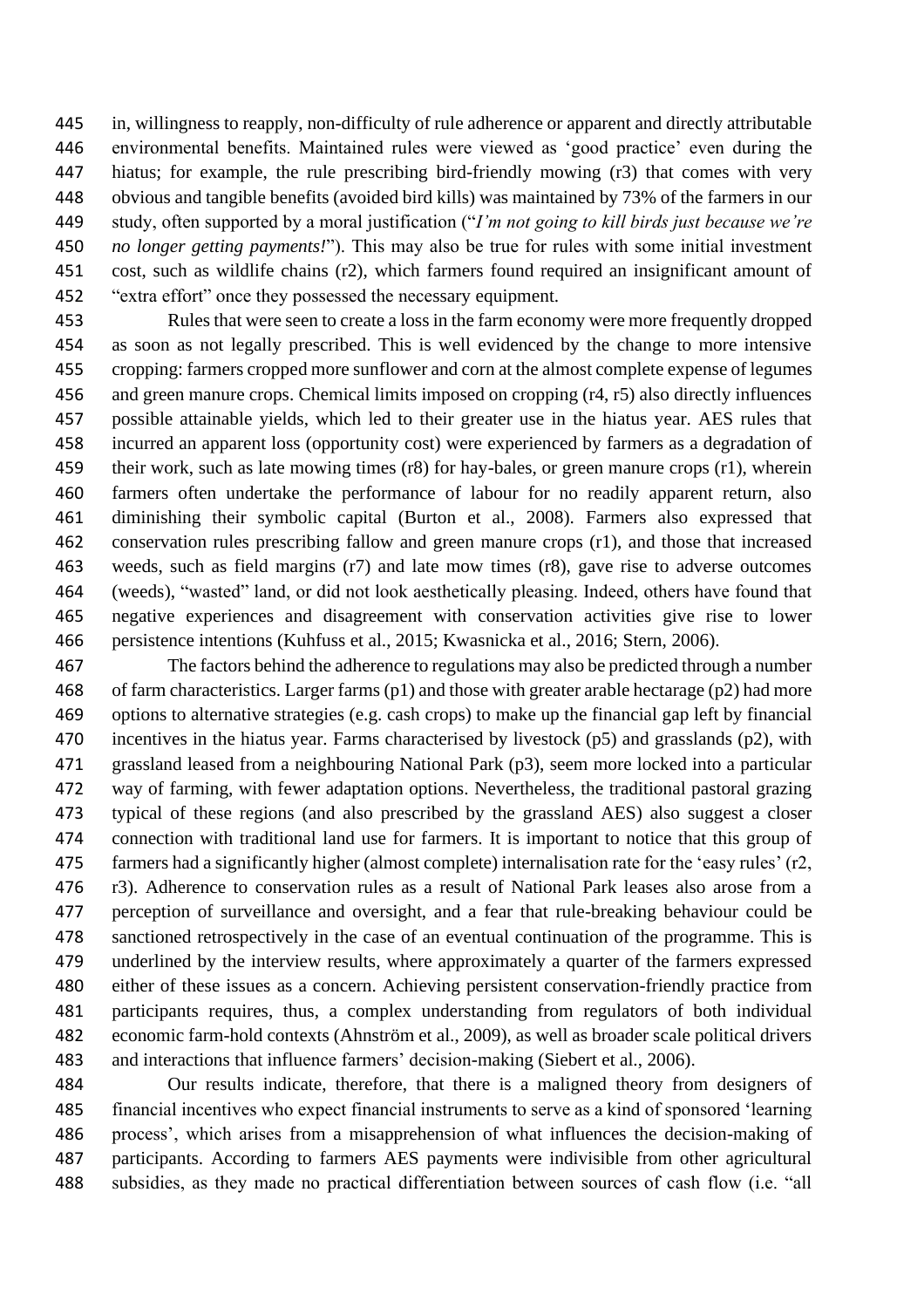in, willingness to reapply, non-difficulty of rule adherence or apparent and directly attributable environmental benefits. Maintained rules were viewed as 'good practice' even during the hiatus; for example, the rule prescribing bird-friendly mowing (r3) that comes with very obvious and tangible benefits (avoided bird kills) was maintained by 73% of the farmers in our study, often supported by a moral justification ("*I'm not going to kill birds just because we're no longer getting payments!*"). This may also be true for rules with some initial investment cost, such as wildlife chains (r2), which farmers found required an insignificant amount of "extra effort" once they possessed the necessary equipment.

Rules that were seen to create a loss in the farm economy were more frequently dropped as soon as not legally prescribed. This is well evidenced by the change to more intensive cropping: farmers cropped more sunflower and corn at the almost complete expense of legumes and green manure crops. Chemical limits imposed on cropping (r4, r5) also directly influences possible attainable yields, which led to their greater use in the hiatus year. AES rules that incurred an apparent loss (opportunity cost) were experienced by farmers as a degradation of their work, such as late mowing times (r8) for hay-bales, or green manure crops (r1), wherein farmers often undertake the performance of labour for no readily apparent return, also diminishing their symbolic capital (Burton et al., 2008). Farmers also expressed that conservation rules prescribing fallow and green manure crops (r1), and those that increased weeds, such as field margins (r7) and late mow times (r8), gave rise to adverse outcomes (weeds), "wasted" land, or did not look aesthetically pleasing. Indeed, others have found that negative experiences and disagreement with conservation activities give rise to lower persistence intentions (Kuhfuss et al., 2015; Kwasnicka et al., 2016; Stern, 2006).

The factors behind the adherence to regulations may also be predicted through a number of farm characteristics. Larger farms (p1) and those with greater arable hectarage (p2) had more options to alternative strategies (e.g. cash crops) to make up the financial gap left by financial incentives in the hiatus year. Farms characterised by livestock (p5) and grasslands (p2), with grassland leased from a neighbouring National Park (p3), seem more locked into a particular way of farming, with fewer adaptation options. Nevertheless, the traditional pastoral grazing typical of these regions (and also prescribed by the grassland AES) also suggest a closer connection with traditional land use for farmers. It is important to notice that this group of farmers had a significantly higher (almost complete) internalisation rate for the 'easy rules' (r2, r3). Adherence to conservation rules as a result of National Park leases also arose from a perception of surveillance and oversight, and a fear that rule-breaking behaviour could be sanctioned retrospectively in the case of an eventual continuation of the programme. This is underlined by the interview results, where approximately a quarter of the farmers expressed either of these issues as a concern. Achieving persistent conservation-friendly practice from participants requires, thus, a complex understanding from regulators of both individual economic farm-hold contexts (Ahnström et al., 2009), as well as broader scale political drivers and interactions that influence farmers' decision-making (Siebert et al., 2006).

Our results indicate, therefore, that there is a maligned theory from designers of financial incentives who expect financial instruments to serve as a kind of sponsored 'learning process', which arises from a misapprehension of what influences the decision-making of participants. According to farmers AES payments were indivisible from other agricultural subsidies, as they made no practical differentiation between sources of cash flow (i.e. "all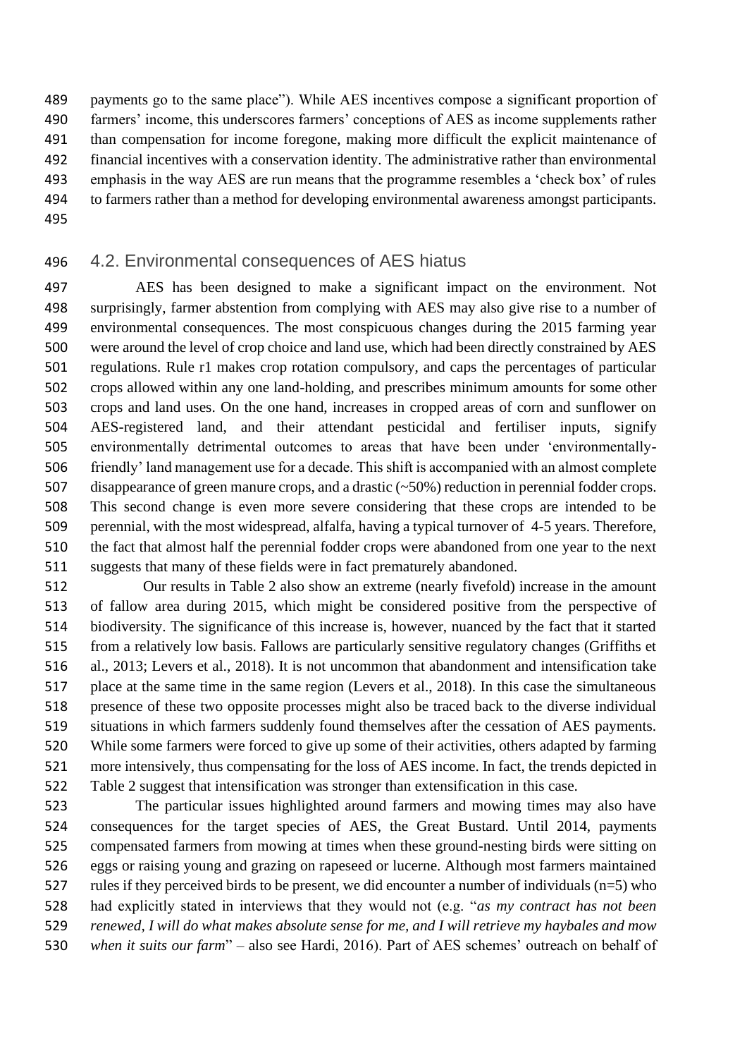payments go to the same place"). While AES incentives compose a significant proportion of farmers' income, this underscores farmers' conceptions of AES as income supplements rather than compensation for income foregone, making more difficult the explicit maintenance of financial incentives with a conservation identity. The administrative rather than environmental emphasis in the way AES are run means that the programme resembles a 'check box' of rules to farmers rather than a method for developing environmental awareness amongst participants.

## 4.2. Environmental consequences of AES hiatus

AES has been designed to make a significant impact on the environment. Not surprisingly, farmer abstention from complying with AES may also give rise to a number of environmental consequences. The most conspicuous changes during the 2015 farming year were around the level of crop choice and land use, which had been directly constrained by AES regulations. Rule r1 makes crop rotation compulsory, and caps the percentages of particular crops allowed within any one land-holding, and prescribes minimum amounts for some other crops and land uses. On the one hand, increases in cropped areas of corn and sunflower on AES-registered land, and their attendant pesticidal and fertiliser inputs, signify environmentally detrimental outcomes to areas that have been under 'environmentally-friendly' land management use for a decade. This shift is accompanied with an almost complete disappearance of green manure crops, and a drastic (~50%) reduction in perennial fodder crops. This second change is even more severe considering that these crops are intended to be perennial, with the most widespread, alfalfa, having a typical turnover of 4-5 years. Therefore, the fact that almost half the perennial fodder crops were abandoned from one year to the next suggests that many of these fields were in fact prematurely abandoned.

Our results in Table 2 also show an extreme (nearly fivefold) increase in the amount of fallow area during 2015, which might be considered positive from the perspective of biodiversity. The significance of this increase is, however, nuanced by the fact that it started from a relatively low basis. Fallows are particularly sensitive regulatory changes (Griffiths et al., 2013; Levers et al., 2018). It is not uncommon that abandonment and intensification take place at the same time in the same region (Levers et al., 2018). In this case the simultaneous presence of these two opposite processes might also be traced back to the diverse individual situations in which farmers suddenly found themselves after the cessation of AES payments. While some farmers were forced to give up some of their activities, others adapted by farming more intensively, thus compensating for the loss of AES income. In fact, the trends depicted in Table 2 suggest that intensification was stronger than extensification in this case.

The particular issues highlighted around farmers and mowing times may also have consequences for the target species of AES, the Great Bustard. Until 2014, payments compensated farmers from mowing at times when these ground-nesting birds were sitting on eggs or raising young and grazing on rapeseed or lucerne. Although most farmers maintained rules if they perceived birds to be present, we did encounter a number of individuals (n=5) who had explicitly stated in interviews that they would not (e.g. "*as my contract has not been renewed, I will do what makes absolute sense for me, and I will retrieve my haybales and mow when it suits our farm*" – also see Hardi, 2016). Part of AES schemes' outreach on behalf of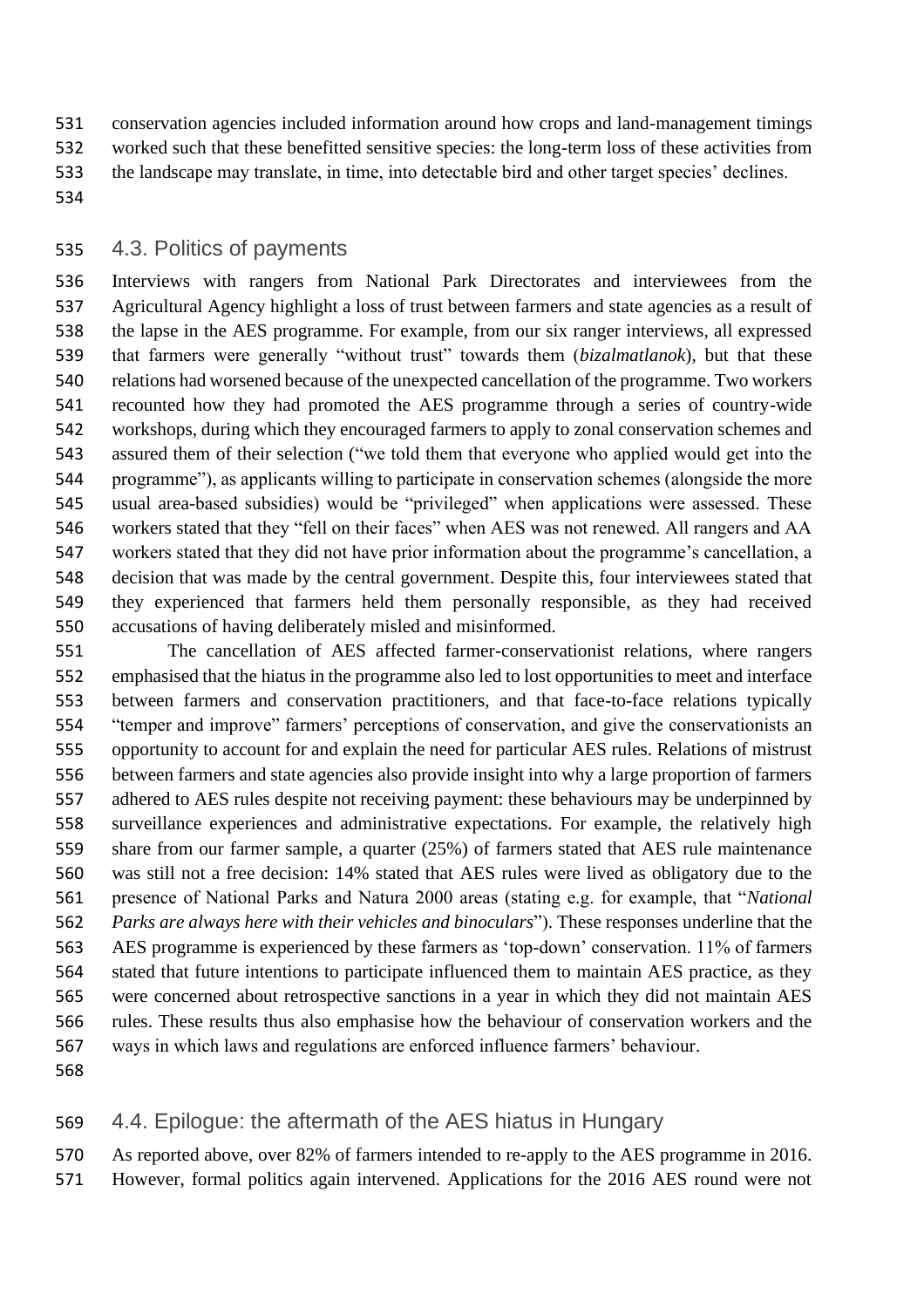conservation agencies included information around how crops and land-management timings worked such that these benefitted sensitive species: the long-term loss of these activities from the landscape may translate, in time, into detectable bird and other target species' declines.

## 4.3. Politics of payments

Interviews with rangers from National Park Directorates and interviewees from the Agricultural Agency highlight a loss of trust between farmers and state agencies as a result of the lapse in the AES programme. For example, from our six ranger interviews, all expressed that farmers were generally "without trust" towards them (*bizalmatlanok*), but that these relations had worsened because of the unexpected cancellation of the programme. Two workers recounted how they had promoted the AES programme through a series of country-wide workshops, during which they encouraged farmers to apply to zonal conservation schemes and assured them of their selection ("we told them that everyone who applied would get into the programme"), as applicants willing to participate in conservation schemes (alongside the more usual area-based subsidies) would be "privileged" when applications were assessed. These workers stated that they "fell on their faces" when AES was not renewed. All rangers and AA workers stated that they did not have prior information about the programme's cancellation, a decision that was made by the central government. Despite this, four interviewees stated that they experienced that farmers held them personally responsible, as they had received accusations of having deliberately misled and misinformed.

The cancellation of AES affected farmer-conservationist relations, where rangers emphasised that the hiatus in the programme also led to lost opportunities to meet and interface between farmers and conservation practitioners, and that face-to-face relations typically "temper and improve" farmers' perceptions of conservation, and give the conservationists an opportunity to account for and explain the need for particular AES rules. Relations of mistrust between farmers and state agencies also provide insight into why a large proportion of farmers adhered to AES rules despite not receiving payment: these behaviours may be underpinned by surveillance experiences and administrative expectations. For example, the relatively high share from our farmer sample, a quarter (25%) of farmers stated that AES rule maintenance was still not a free decision: 14% stated that AES rules were lived as obligatory due to the presence of National Parks and Natura 2000 areas (stating e.g. for example, that "*National Parks are always here with their vehicles and binoculars*"). These responses underline that the AES programme is experienced by these farmers as 'top-down' conservation. 11% of farmers stated that future intentions to participate influenced them to maintain AES practice, as they were concerned about retrospective sanctions in a year in which they did not maintain AES rules. These results thus also emphasise how the behaviour of conservation workers and the ways in which laws and regulations are enforced influence farmers' behaviour.

## 4.4. Epilogue: the aftermath of the AES hiatus in Hungary

As reported above, over 82% of farmers intended to re-apply to the AES programme in 2016. However, formal politics again intervened. Applications for the 2016 AES round were not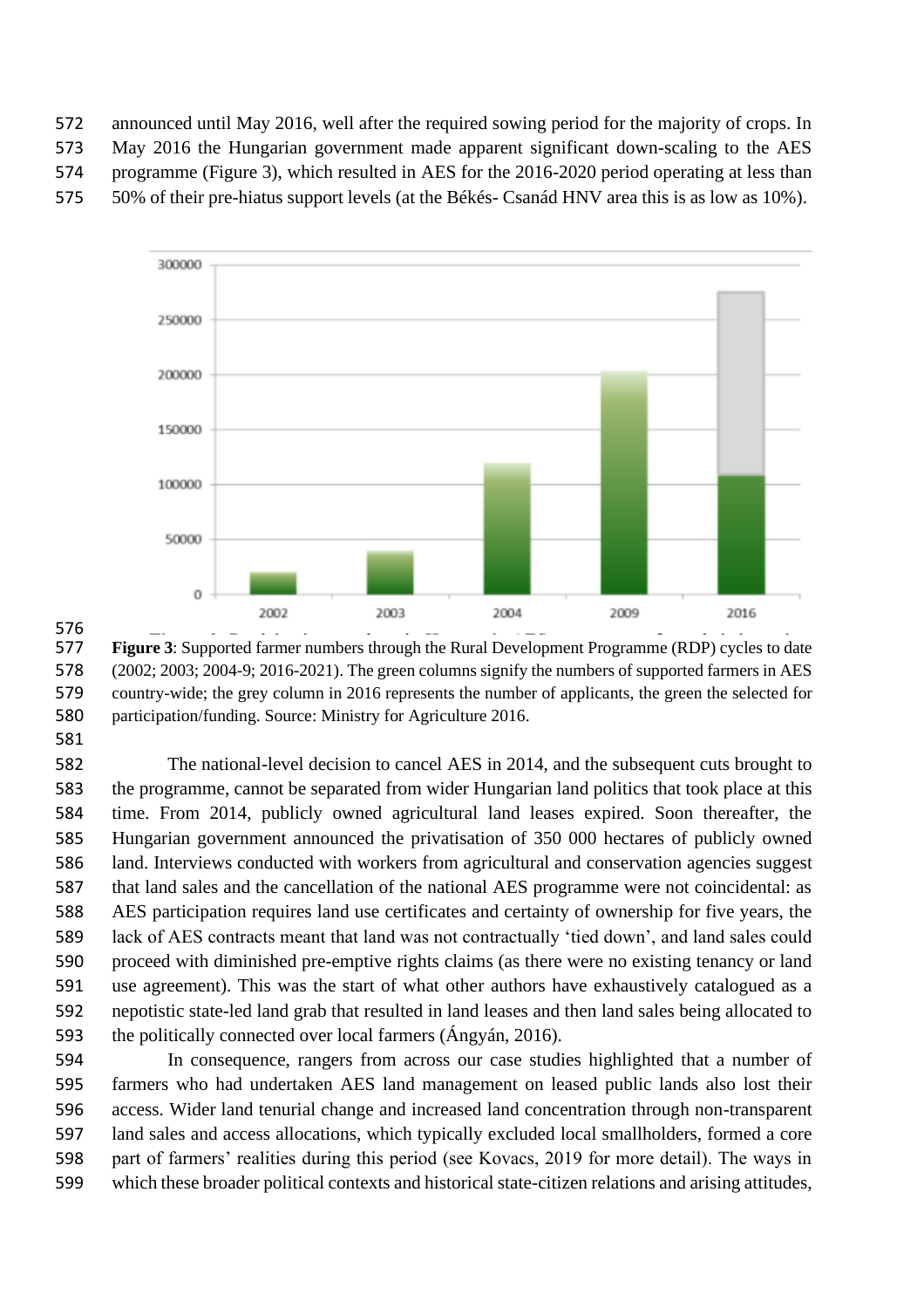announced until May 2016, well after the required sowing period for the majority of crops. In May 2016 the Hungarian government made apparent significant down-scaling to the AES programme (Figure 3), which resulted in AES for the 2016-2020 period operating at less than 50% of their pre-hiatus support levels (at the Békés- Csanád HNV area this is as low as 10%).

**Figure 3**: Supported farmer numbers through the Rural Development Programme (RDP) cycles to date (2002; 2003; 2004-9; 2016-2021). The green columns signify the numbers of supported farmers in AES country-wide; the grey column in 2016 represents the number of applicants, the green the selected for participation/funding. Source: Ministry for Agriculture 2016.

The national-level decision to cancel AES in 2014, and the subsequent cuts brought to the programme, cannot be separated from wider Hungarian land politics that took place at this time. From 2014, publicly owned agricultural land leases expired. Soon thereafter, the Hungarian government announced the privatisation of 350 000 hectares of publicly owned land. Interviews conducted with workers from agricultural and conservation agencies suggest that land sales and the cancellation of the national AES programme were not coincidental: as AES participation requires land use certificates and certainty of ownership for five years, the lack of AES contracts meant that land was not contractually 'tied down', and land sales could proceed with diminished pre-emptive rights claims (as there were no existing tenancy or land use agreement). This was the start of what other authors have exhaustively catalogued as a nepotistic state-led land grab that resulted in land leases and then land sales being allocated to the politically connected over local farmers (Ángyán, 2016).

In consequence, rangers from across our case studies highlighted that a number of farmers who had undertaken AES land management on leased public lands also lost their access. Wider land tenurial change and increased land concentration through non-transparent land sales and access allocations, which typically excluded local smallholders, formed a core part of farmers' realities during this period (see Kovacs, 2019 for more detail). The ways in which these broader political contexts and historical state-citizen relations and arising attitudes,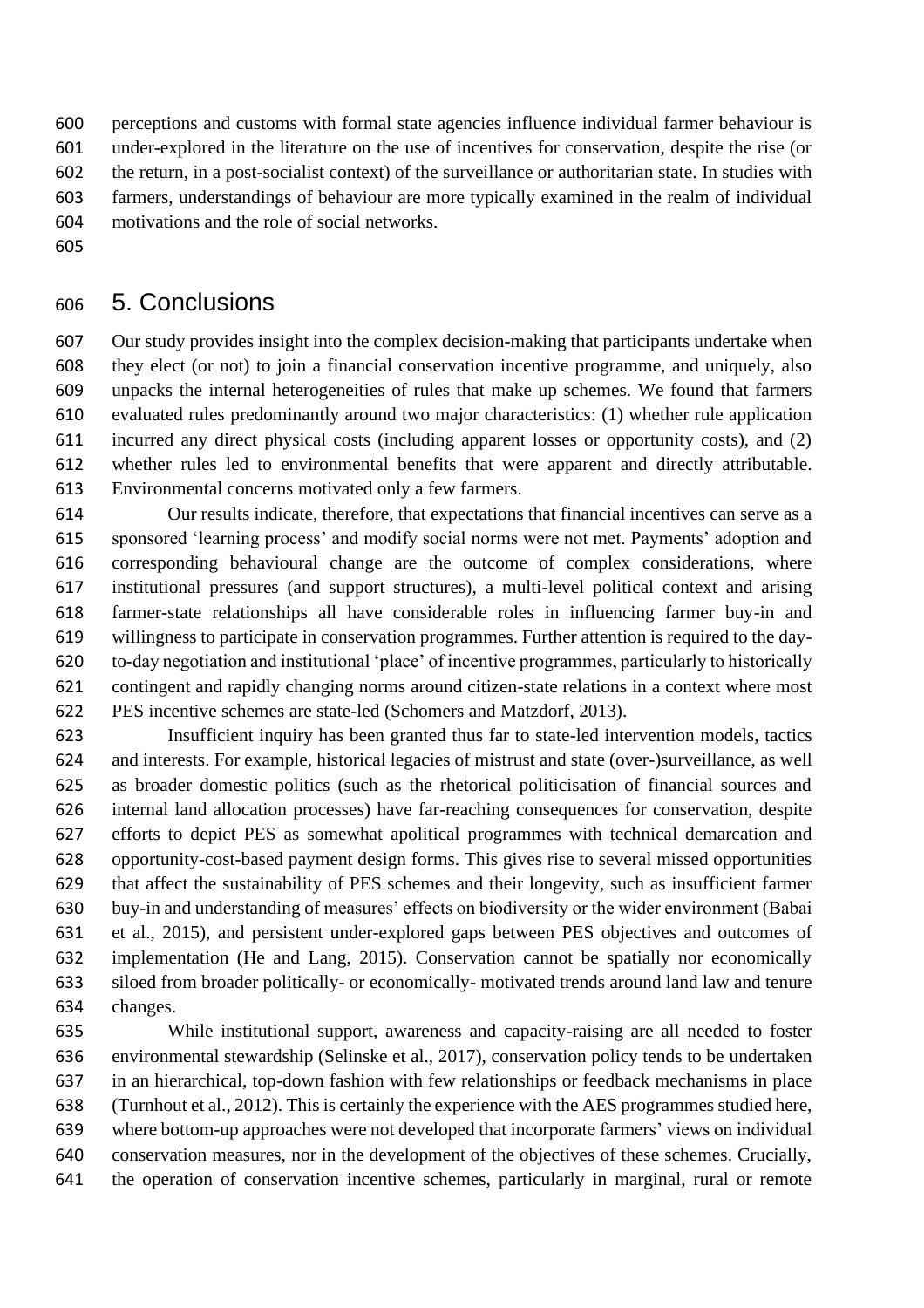perceptions and customs with formal state agencies influence individual farmer behaviour is under-explored in the literature on the use of incentives for conservation, despite the rise (or the return, in a post-socialist context) of the surveillance or authoritarian state. In studies with farmers, understandings of behaviour are more typically examined in the realm of individual motivations and the role of social networks.

## 5. Conclusions

Our study provides insight into the complex decision-making that participants undertake when they elect (or not) to join a financial conservation incentive programme, and uniquely, also unpacks the internal heterogeneities of rules that make up schemes. We found that farmers evaluated rules predominantly around two major characteristics: (1) whether rule application incurred any direct physical costs (including apparent losses or opportunity costs), and (2) whether rules led to environmental benefits that were apparent and directly attributable. Environmental concerns motivated only a few farmers.

Our results indicate, therefore, that expectations that financial incentives can serve as a sponsored 'learning process' and modify social norms were not met. Payments' adoption and corresponding behavioural change are the outcome of complex considerations, where institutional pressures (and support structures), a multi-level political context and arising farmer-state relationships all have considerable roles in influencing farmer buy-in and willingness to participate in conservation programmes. Further attention is required to the day-to-day negotiation and institutional 'place' of incentive programmes, particularly to historically contingent and rapidly changing norms around citizen-state relations in a context where most PES incentive schemes are state-led (Schomers and Matzdorf, 2013).

Insufficient inquiry has been granted thus far to state-led intervention models, tactics and interests. For example, historical legacies of mistrust and state (over-)surveillance, as well as broader domestic politics (such as the rhetorical politicisation of financial sources and internal land allocation processes) have far-reaching consequences for conservation, despite efforts to depict PES as somewhat apolitical programmes with technical demarcation and opportunity-cost-based payment design forms. This gives rise to several missed opportunities that affect the sustainability of PES schemes and their longevity, such as insufficient farmer buy-in and understanding of measures' effects on biodiversity or the wider environment (Babai et al., 2015), and persistent under-explored gaps between PES objectives and outcomes of implementation (He and Lang, 2015). Conservation cannot be spatially nor economically siloed from broader politically- or economically- motivated trends around land law and tenure changes.

While institutional support, awareness and capacity-raising are all needed to foster environmental stewardship (Selinske et al., 2017), conservation policy tends to be undertaken in an hierarchical, top-down fashion with few relationships or feedback mechanisms in place (Turnhout et al., 2012). This is certainly the experience with the AES programmes studied here, where bottom-up approaches were not developed that incorporate farmers' views on individual conservation measures, nor in the development of the objectives of these schemes. Crucially, the operation of conservation incentive schemes, particularly in marginal, rural or remote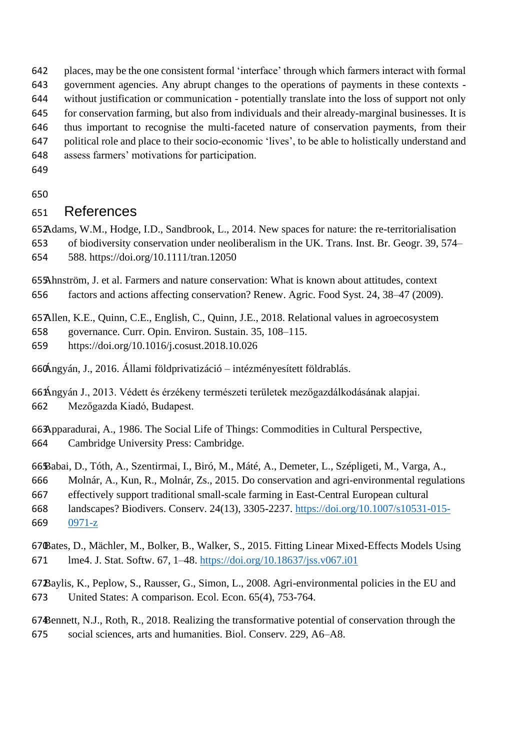places, may be the one consistent formal 'interface' through which farmers interact with formal government agencies. Any abrupt changes to the operations of payments in these contexts - without justification or communication - potentially translate into the loss of support not only for conservation farming, but also from individuals and their already-marginal businesses. It is thus important to recognise the multi-faceted nature of conservation payments, from their political role and place to their socio-economic 'lives', to be able to holistically understand and assess farmers' motivations for participation.

## References

Adams, W.M., Hodge, I.D., Sandbrook, L., 2014. New spaces for nature: the re-territorialisation of biodiversity conservation under neoliberalism in the UK. Trans. Inst. Br. Geogr. 39, 574–588. https://doi.org/10.1111/tran.12050

Ahnström, J. et al. Farmers and nature conservation: What is known about attitudes, context factors and actions affecting conservation? Renew. Agric. Food Syst. 24, 38–47 (2009).

Allen, K.E., Quinn, C.E., English, C., Quinn, J.E., 2018. Relational values in agroecosystem governance. Curr. Opin. Environ. Sustain. 35, 108–115. https://doi.org/10.1016/j.cosust.2018.10.026

Ángyán, J., 2016. Állami földprivatizáció – intézményesített földrablás.

Ángyán J., 2013. Védett és érzékeny természeti területek mezőgazdálkodásának alapjai. Mezőgazda Kiadó, Budapest.

Apparadurai, A., 1986. The Social Life of Things: Commodities in Cultural Perspective, Cambridge University Press: Cambridge.

Babai, D., Tóth, A., Szentirmai, I., Biró, M., Máté, A., Demeter, L., Szépligeti, M., Varga, A., Molnár, A., Kun, R., Molnár, Zs., 2015. Do conservation and agri-environmental regulations effectively support traditional small-scale farming in East-Central European cultural landscapes? Biodivers. Conserv. 24(13), 3305-2237. https://doi.org/10.1007/s10531-015-0971-z

Bates, D., Mächler, M., Bolker, B., Walker, S., 2015. Fitting Linear Mixed-Effects Models Using lme4. J. Stat. Softw. 67, 1–48. https://doi.org/10.18637/jss.v067.i01

Baylis, K., Peplow, S., Rausser, G., Simon, L., 2008. Agri-environmental policies in the EU and United States: A comparison. Ecol. Econ. 65(4), 753-764.

Bennett, N.J., Roth, R., 2018. Realizing the transformative potential of conservation through the social sciences, arts and humanities. Biol. Conserv. 229, A6–A8.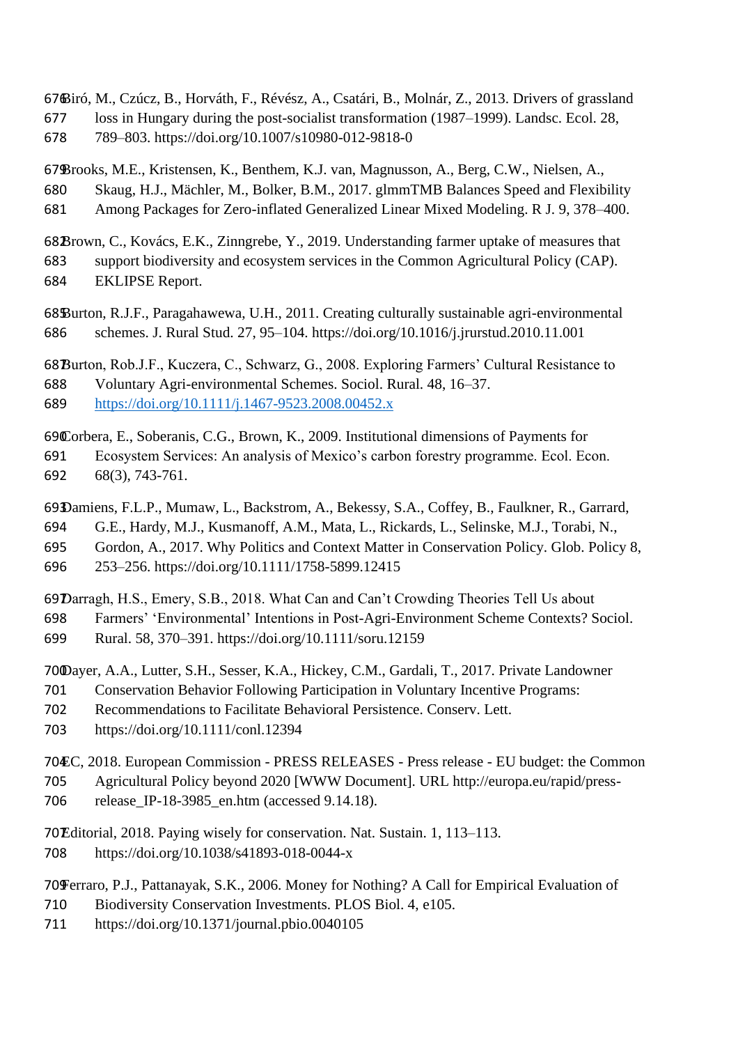Biró, M., Czúcz, B., Horváth, F., Révész, A., Csatári, B., Molnár, Z., 2013. Drivers of grassland loss in Hungary during the post-socialist transformation (1987–1999). Landsc. Ecol. 28, 789–803. https://doi.org/10.1007/s10980-012-9818-0

Brooks, M.E., Kristensen, K., Benthem, K.J. van, Magnusson, A., Berg, C.W., Nielsen, A., Skaug, H.J., Mächler, M., Bolker, B.M., 2017. glmmTMB Balances Speed and Flexibility Among Packages for Zero-inflated Generalized Linear Mixed Modeling. R J. 9, 378–400.

Brown, C., Kovács, E.K., Zinngrebe, Y., 2019. Understanding farmer uptake of measures that support biodiversity and ecosystem services in the Common Agricultural Policy (CAP). EKLIPSE Report.

Burton, R.J.F., Paragahawewa, U.H., 2011. Creating culturally sustainable agri-environmental schemes. J. Rural Stud. 27, 95–104. https://doi.org/10.1016/j.jrurstud.2010.11.001

Burton, Rob.J.F., Kuczera, C., Schwarz, G., 2008. Exploring Farmers' Cultural Resistance to Voluntary Agri-environmental Schemes. Sociol. Rural. 48, 16–37. https://doi.org/10.1111/j.1467-9523.2008.00452.x

Corbera, E., Soberanis, C.G., Brown, K., 2009. Institutional dimensions of Payments for Ecosystem Services: An analysis of Mexico's carbon forestry programme. Ecol. Econ. 68(3), 743-761.

Damiens, F.L.P., Mumaw, L., Backstrom, A., Bekessy, S.A., Coffey, B., Faulkner, R., Garrard, G.E., Hardy, M.J., Kusmanoff, A.M., Mata, L., Rickards, L., Selinske, M.J., Torabi, N., Gordon, A., 2017. Why Politics and Context Matter in Conservation Policy. Glob. Policy 8, 253–256. https://doi.org/10.1111/1758-5899.12415

Darragh, H.S., Emery, S.B., 2018. What Can and Can't Crowding Theories Tell Us about Farmers' 'Environmental' Intentions in Post-Agri-Environment Scheme Contexts? Sociol. Rural. 58, 370–391. https://doi.org/10.1111/soru.12159

Dayer, A.A., Lutter, S.H., Sesser, K.A., Hickey, C.M., Gardali, T., 2017. Private Landowner Conservation Behavior Following Participation in Voluntary Incentive Programs: Recommendations to Facilitate Behavioral Persistence. Conserv. Lett. https://doi.org/10.1111/conl.12394

EC, 2018. European Commission - PRESS RELEASES - Press release - EU budget: the Common Agricultural Policy beyond 2020 [WWW Document]. URL http://europa.eu/rapid/press-release_IP-18-3985_en.htm (accessed 9.14.18).

Editorial, 2018. Paying wisely for conservation. Nat. Sustain. 1, 113–113. https://doi.org/10.1038/s41893-018-0044-x

Ferraro, P.J., Pattanayak, S.K., 2006. Money for Nothing? A Call for Empirical Evaluation of Biodiversity Conservation Investments. PLOS Biol. 4, e105. https://doi.org/10.1371/journal.pbio.0040105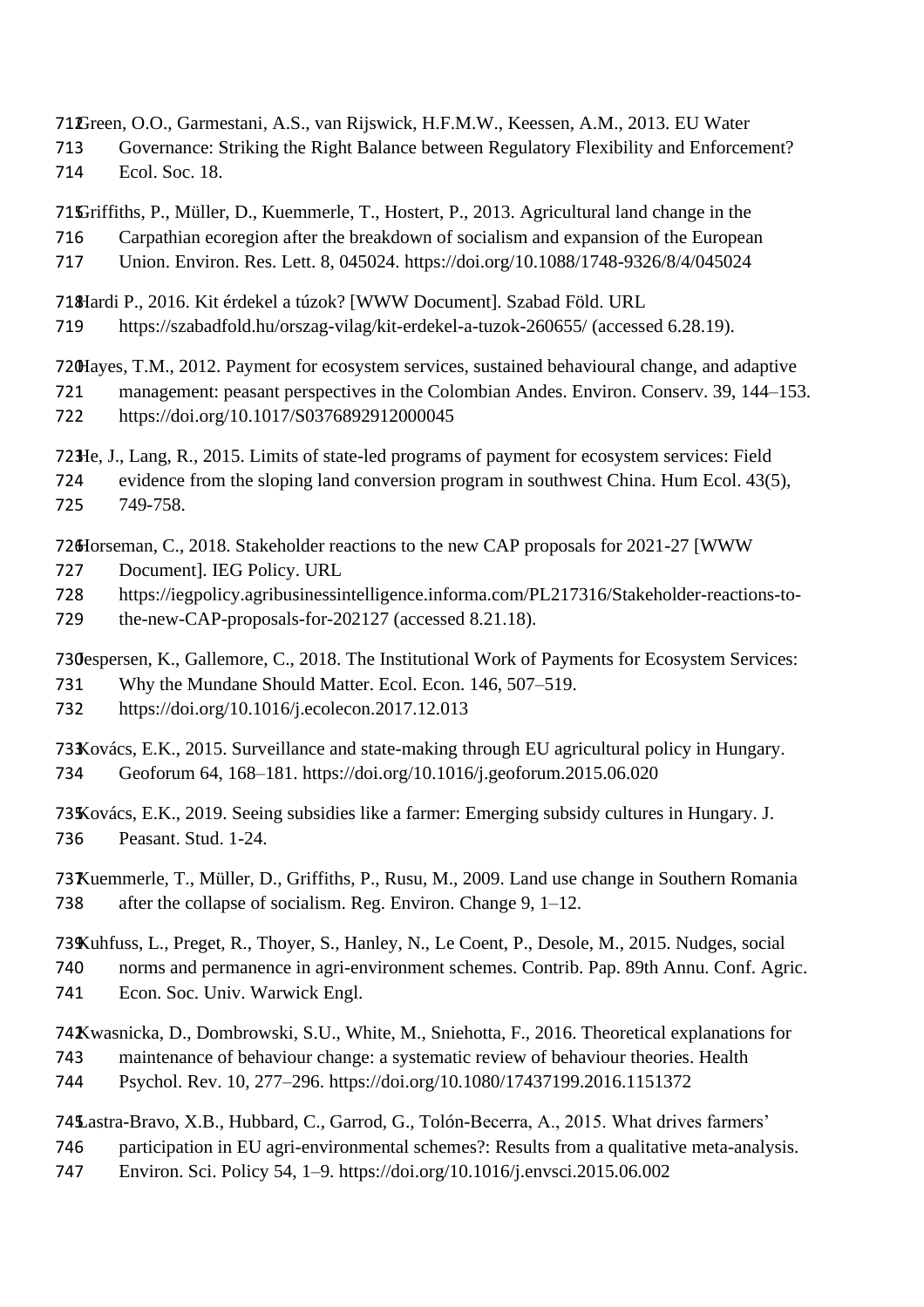Green, O.O., Garmestani, A.S., van Rijswick, H.F.M.W., Keessen, A.M., 2013. EU Water Governance: Striking the Right Balance between Regulatory Flexibility and Enforcement? Ecol. Soc. 18.

Griffiths, P., Müller, D., Kuemmerle, T., Hostert, P., 2013. Agricultural land change in the Carpathian ecoregion after the breakdown of socialism and expansion of the European Union. Environ. Res. Lett. 8, 045024. https://doi.org/10.1088/1748-9326/8/4/045024

Hardi P., 2016. Kit érdekel a túzok? [WWW Document]. Szabad Föld. URL https://szabadfold.hu/orszag-vilag/kit-erdekel-a-tuzok-260655/ (accessed 6.28.19).

Hayes, T.M., 2012. Payment for ecosystem services, sustained behavioural change, and adaptive management: peasant perspectives in the Colombian Andes. Environ. Conserv. 39, 144–153. https://doi.org/10.1017/S0376892912000045

He, J., Lang, R., 2015. Limits of state-led programs of payment for ecosystem services: Field evidence from the sloping land conversion program in southwest China. Hum Ecol. 43(5), 749-758.

Horseman, C., 2018. Stakeholder reactions to the new CAP proposals for 2021-27 [WWW Document]. IEG Policy. URL https://iegpolicy.agribusinessintelligence.informa.com/PL217316/Stakeholder-reactions-to-the-new-CAP-proposals-for-202127 (accessed 8.21.18).

Jespersen, K., Gallemore, C., 2018. The Institutional Work of Payments for Ecosystem Services: Why the Mundane Should Matter. Ecol. Econ. 146, 507–519. https://doi.org/10.1016/j.ecolecon.2017.12.013

Kovács, E.K., 2015. Surveillance and state-making through EU agricultural policy in Hungary. Geoforum 64, 168–181. https://doi.org/10.1016/j.geoforum.2015.06.020

Kovács, E.K., 2019. Seeing subsidies like a farmer: Emerging subsidy cultures in Hungary. J. Peasant. Stud. 1-24.

Kuemmerle, T., Müller, D., Griffiths, P., Rusu, M., 2009. Land use change in Southern Romania after the collapse of socialism. Reg. Environ. Change 9, 1–12.

Kuhfuss, L., Preget, R., Thoyer, S., Hanley, N., Le Coent, P., Desole, M., 2015. Nudges, social norms and permanence in agri-environment schemes. Contrib. Pap. 89th Annu. Conf. Agric. Econ. Soc. Univ. Warwick Engl.

Kwasnicka, D., Dombrowski, S.U., White, M., Sniehotta, F., 2016. Theoretical explanations for maintenance of behaviour change: a systematic review of behaviour theories. Health Psychol. Rev. 10, 277–296. https://doi.org/10.1080/17437199.2016.1151372

Lastra-Bravo, X.B., Hubbard, C., Garrod, G., Tolón-Becerra, A., 2015. What drives farmers' participation in EU agri-environmental schemes?: Results from a qualitative meta-analysis. Environ. Sci. Policy 54, 1–9. https://doi.org/10.1016/j.envsci.2015.06.002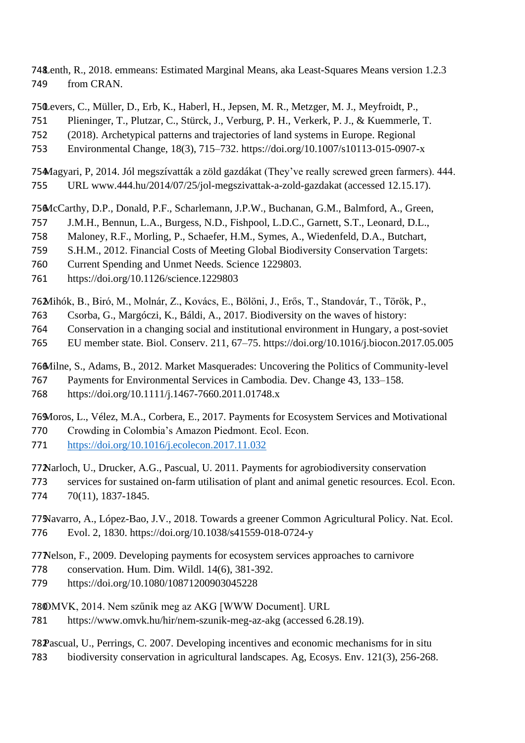Lenth, R., 2018. emmeans: Estimated Marginal Means, aka Least-Squares Means version 1.2.3 from CRAN.

Levers, C., Müller, D., Erb, K., Haberl, H., Jepsen, M. R., Metzger, M. J., Meyfroidt, P., Plieninger, T., Plutzar, C., Stürck, J., Verburg, P. H., Verkerk, P. J., & Kuemmerle, T. (2018). Archetypical patterns and trajectories of land systems in Europe. Regional Environmental Change, 18(3), 715–732. https://doi.org/10.1007/s10113-015-0907-x

Magyari, P, 2014. Jól megszívatták a zöld gazdákat (They've really screwed green farmers). 444. URL www.444.hu/2014/07/25/jol-megszivattak-a-zold-gazdakat (accessed 12.15.17).

McCarthy, D.P., Donald, P.F., Scharlemann, J.P.W., Buchanan, G.M., Balmford, A., Green, J.M.H., Bennun, L.A., Burgess, N.D., Fishpool, L.D.C., Garnett, S.T., Leonard, D.L., Maloney, R.F., Morling, P., Schaefer, H.M., Symes, A., Wiedenfeld, D.A., Butchart, S.H.M., 2012. Financial Costs of Meeting Global Biodiversity Conservation Targets: Current Spending and Unmet Needs. Science 1229803. https://doi.org/10.1126/science.1229803

Mihók, B., Biró, M., Molnár, Z., Kovács, E., Bölöni, J., Erős, T., Standovár, T., Török, P., Csorba, G., Margóczi, K., Báldi, A., 2017. Biodiversity on the waves of history: Conservation in a changing social and institutional environment in Hungary, a post-soviet EU member state. Biol. Conserv. 211, 67–75. https://doi.org/10.1016/j.biocon.2017.05.005

Milne, S., Adams, B., 2012. Market Masquerades: Uncovering the Politics of Community-level Payments for Environmental Services in Cambodia. Dev. Change 43, 133–158. https://doi.org/10.1111/j.1467-7660.2011.01748.x

Moros, L., Vélez, M.A., Corbera, E., 2017. Payments for Ecosystem Services and Motivational Crowding in Colombia's Amazon Piedmont. Ecol. Econ. https://doi.org/10.1016/j.ecolecon.2017.11.032

Narloch, U., Drucker, A.G., Pascual, U. 2011. Payments for agrobiodiversity conservation services for sustained on-farm utilisation of plant and animal genetic resources. Ecol. Econ. 70(11), 1837-1845.

Navarro, A., López-Bao, J.V., 2018. Towards a greener Common Agricultural Policy. Nat. Ecol. Evol. 2, 1830. https://doi.org/10.1038/s41559-018-0724-y

Nelson, F., 2009. Developing payments for ecosystem services approaches to carnivore conservation. Hum. Dim. Wildl. 14(6), 381-392. https://doi.org/10.1080/10871200903045228

OMVK, 2014. Nem szűnik meg az AKG [WWW Document]. URL https://www.omvk.hu/hir/nem-szunik-meg-az-akg (accessed 6.28.19).

Pascual, U., Perrings, C. 2007. Developing incentives and economic mechanisms for in situ biodiversity conservation in agricultural landscapes. Ag, Ecosys. Env. 121(3), 256-268.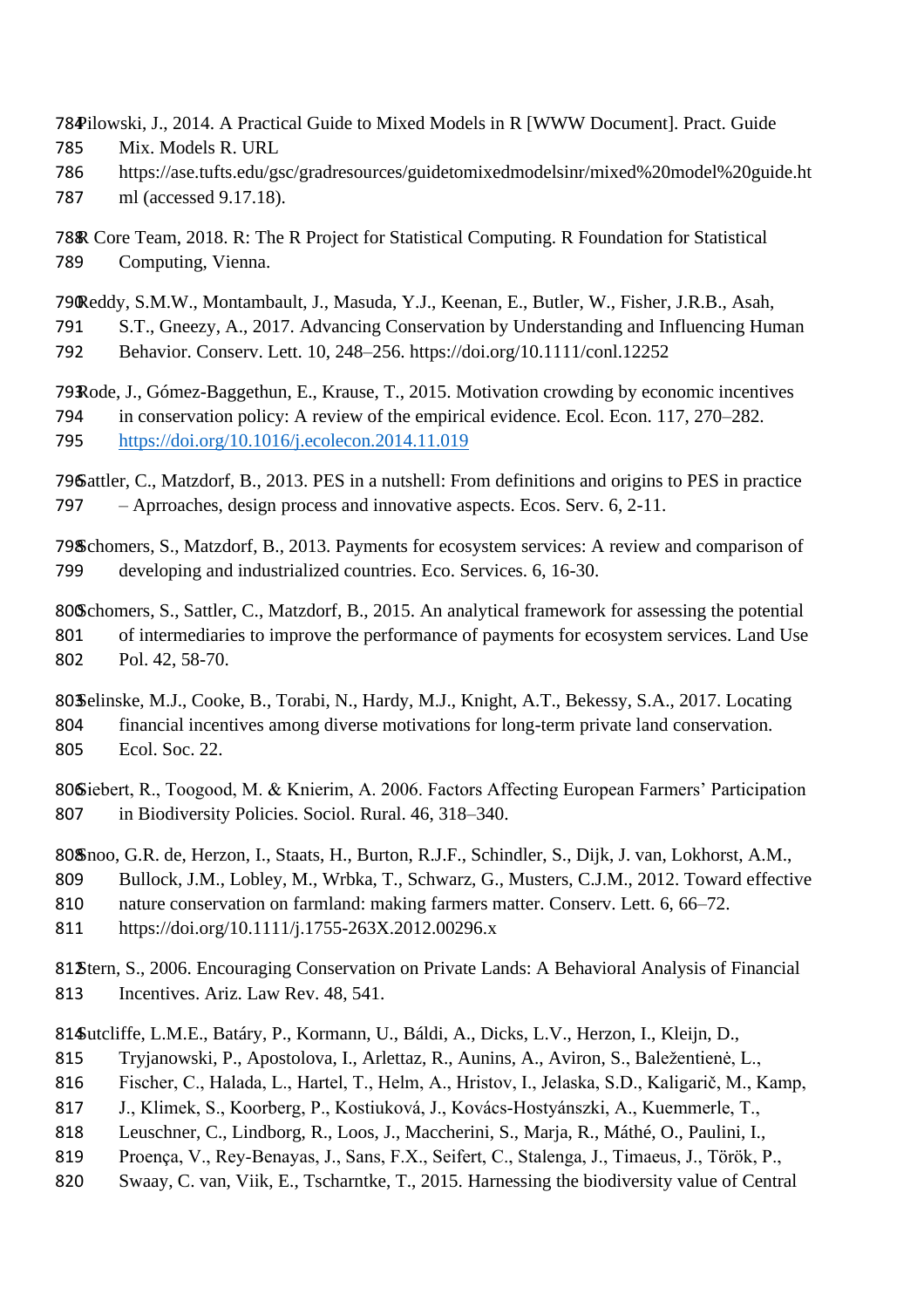Pilowski, J., 2014. A Practical Guide to Mixed Models in R [WWW Document]. Pract. Guide Mix. Models R. URL https://ase.tufts.edu/gsc/gradresources/guidetomixedmodelsinr/mixed%20model%20guide.html (accessed 9.17.18).

R Core Team, 2018. R: The R Project for Statistical Computing. R Foundation for Statistical Computing, Vienna.

Reddy, S.M.W., Montambault, J., Masuda, Y.J., Keenan, E., Butler, W., Fisher, J.R.B., Asah, S.T., Gneezy, A., 2017. Advancing Conservation by Understanding and Influencing Human Behavior. Conserv. Lett. 10, 248–256. https://doi.org/10.1111/conl.12252

Rode, J., Gómez-Baggethun, E., Krause, T., 2015. Motivation crowding by economic incentives in conservation policy: A review of the empirical evidence. Ecol. Econ. 117, 270–282. https://doi.org/10.1016/j.ecolecon.2014.11.019

Sattler, C., Matzdorf, B., 2013. PES in a nutshell: From definitions and origins to PES in practice – Aprroaches, design process and innovative aspects. Ecos. Serv. 6, 2-11.

Schomers, S., Matzdorf, B., 2013. Payments for ecosystem services: A review and comparison of developing and industrialized countries. Eco. Services. 6, 16-30.

Schomers, S., Sattler, C., Matzdorf, B., 2015. An analytical framework for assessing the potential of intermediaries to improve the performance of payments for ecosystem services. Land Use Pol. 42, 58-70.

Selinske, M.J., Cooke, B., Torabi, N., Hardy, M.J., Knight, A.T., Bekessy, S.A., 2017. Locating financial incentives among diverse motivations for long-term private land conservation. Ecol. Soc. 22.

Siebert, R., Toogood, M. & Knierim, A. 2006. Factors Affecting European Farmers' Participation in Biodiversity Policies. Sociol. Rural. 46, 318–340.

Snoo, G.R. de, Herzon, I., Staats, H., Burton, R.J.F., Schindler, S., Dijk, J. van, Lokhorst, A.M., Bullock, J.M., Lobley, M., Wrbka, T., Schwarz, G., Musters, C.J.M., 2012. Toward effective nature conservation on farmland: making farmers matter. Conserv. Lett. 6, 66–72. https://doi.org/10.1111/j.1755-263X.2012.00296.x

Stern, S., 2006. Encouraging Conservation on Private Lands: A Behavioral Analysis of Financial Incentives. Ariz. Law Rev. 48, 541.

Sutcliffe, L.M.E., Batáry, P., Kormann, U., Báldi, A., Dicks, L.V., Herzon, I., Kleijn, D., Tryjanowski, P., Apostolova, I., Arlettaz, R., Aunins, A., Aviron, S., Baležentienė, L., Fischer, C., Halada, L., Hartel, T., Helm, A., Hristov, I., Jelaska, S.D., Kaligarič, M., Kamp, J., Klimek, S., Koorberg, P., Kostiuková, J., Kovács-Hostyánszki, A., Kuemmerle, T., Leuschner, C., Lindborg, R., Loos, J., Maccherini, S., Marja, R., Máthé, O., Paulini, I., Proença, V., Rey-Benayas, J., Sans, F.X., Seifert, C., Stalenga, J., Timaeus, J., Török, P., Swaay, C. van, Viik, E., Tscharntke, T., 2015. Harnessing the biodiversity value of Central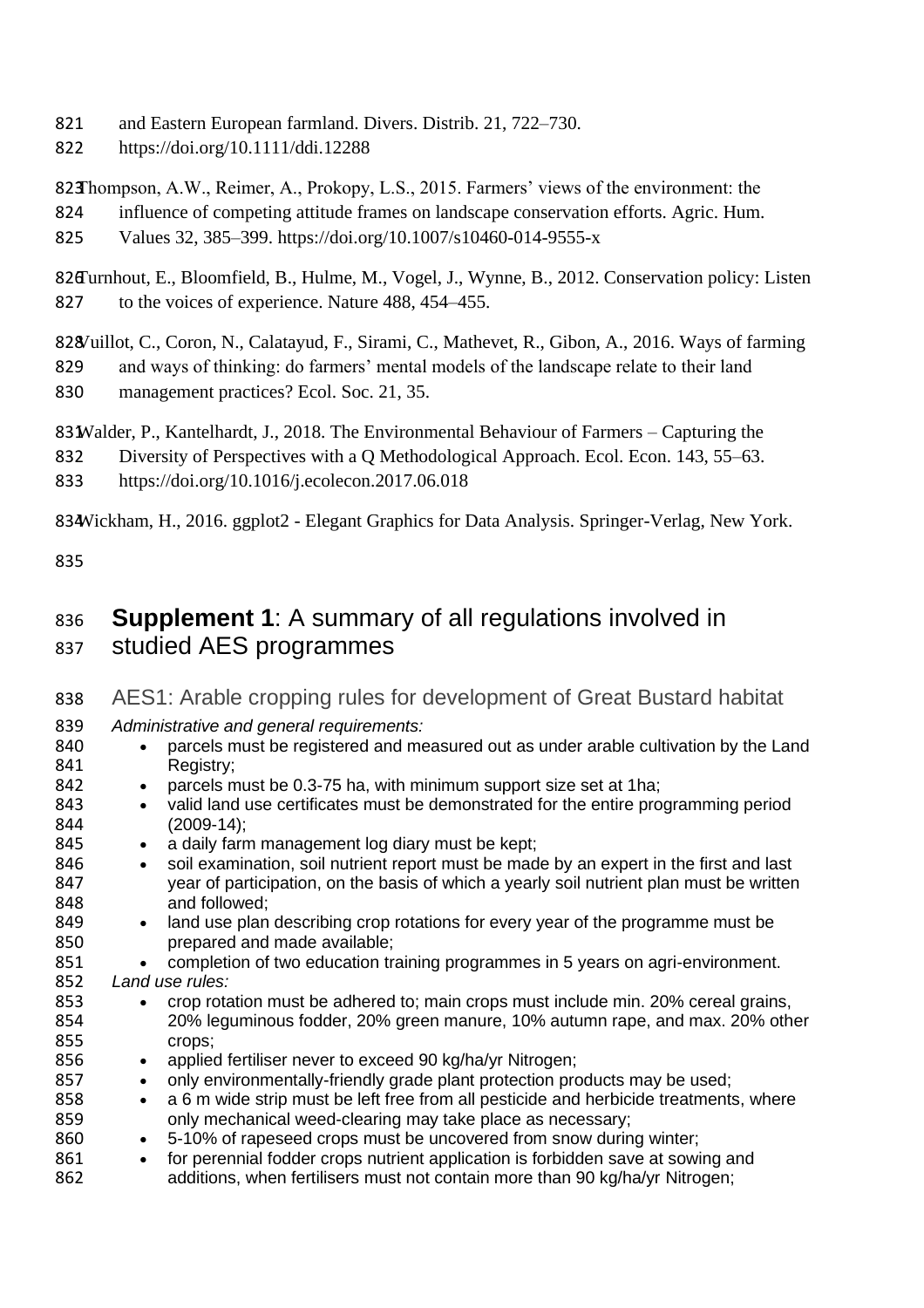and Eastern European farmland. Divers. Distrib. 21, 722–730. https://doi.org/10.1111/ddi.12288

Thompson, A.W., Reimer, A., Prokopy, L.S., 2015. Farmers' views of the environment: the influence of competing attitude frames on landscape conservation efforts. Agric. Hum. Values 32, 385–399. https://doi.org/10.1007/s10460-014-9555-x

Turnhout, E., Bloomfield, B., Hulme, M., Vogel, J., Wynne, B., 2012. Conservation policy: Listen to the voices of experience. Nature 488, 454–455.

Vuillot, C., Coron, N., Calatayud, F., Sirami, C., Mathevet, R., Gibon, A., 2016. Ways of farming and ways of thinking: do farmers' mental models of the landscape relate to their land management practices? Ecol. Soc. 21, 35.

Walder, P., Kantelhardt, J., 2018. The Environmental Behaviour of Farmers – Capturing the Diversity of Perspectives with a Q Methodological Approach. Ecol. Econ. 143, 55–63. https://doi.org/10.1016/j.ecolecon.2017.06.018

Wickham, H., 2016. ggplot2 - Elegant Graphics for Data Analysis. Springer-Verlag, New York.

# **Supplement 1**: A summary of all regulations involved in studied AES programmes

## AES1: Arable cropping rules for development of Great Bustard habitat

*Administrative and general requirements:*

- parcels must be registered and measured out as under arable cultivation by the Land Registry;
- parcels must be 0.3-75 ha, with minimum support size set at 1ha;
- valid land use certificates must be demonstrated for the entire programming period (2009-14);
- a daily farm management log diary must be kept;
- soil examination, soil nutrient report must be made by an expert in the first and last year of participation, on the basis of which a yearly soil nutrient plan must be written and followed;
- land use plan describing crop rotations for every year of the programme must be prepared and made available;
- completion of two education training programmes in 5 years on agri-environment.

*Land use rules:*

- crop rotation must be adhered to; main crops must include min. 20% cereal grains, 20% leguminous fodder, 20% green manure, 10% autumn rape, and max. 20% other crops;
- applied fertiliser never to exceed 90 kg/ha/yr Nitrogen;
- only environmentally-friendly grade plant protection products may be used;
- a 6 m wide strip must be left free from all pesticide and herbicide treatments, where only mechanical weed-clearing may take place as necessary;
- 5-10% of rapeseed crops must be uncovered from snow during winter;
- for perennial fodder crops nutrient application is forbidden save at sowing and additions, when fertilisers must not contain more than 90 kg/ha/yr Nitrogen;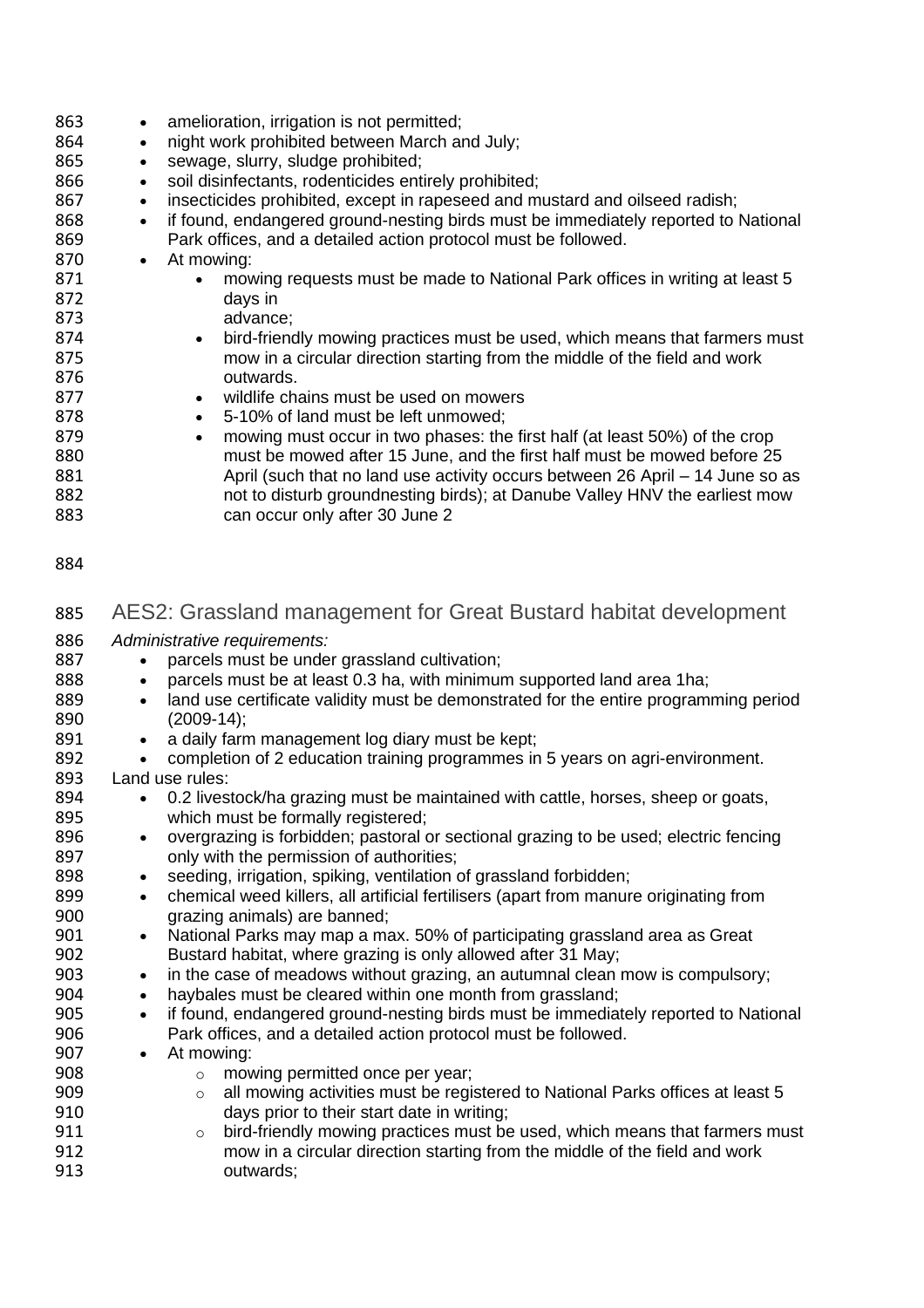- amelioration, irrigation is not permitted;
- night work prohibited between March and July;
- sewage, slurry, sludge prohibited;
- soil disinfectants, rodenticides entirely prohibited;
- insecticides prohibited, except in rapeseed and mustard and oilseed radish;
- if found, endangered ground-nesting birds must be immediately reported to National Park offices, and a detailed action protocol must be followed.
- At mowing:
    - mowing requests must be made to National Park offices in writing at least 5 days in advance;
    - bird-friendly mowing practices must be used, which means that farmers must mow in a circular direction starting from the middle of the field and work outwards.
    - wildlife chains must be used on mowers
    - 5-10% of land must be left unmowed;
    - mowing must occur in two phases: the first half (at least 50%) of the crop must be mowed after 15 June, and the first half must be mowed before 25 April (such that no land use activity occurs between 26 April – 14 June so as not to disturb groundnesting birds); at Danube Valley HNV the earliest mow can occur only after 30 June 2

## AES2: Grassland management for Great Bustard habitat development

*Administrative requirements:*

- parcels must be under grassland cultivation;
- parcels must be at least 0.3 ha, with minimum supported land area 1ha;
- land use certificate validity must be demonstrated for the entire programming period (2009-14);
- a daily farm management log diary must be kept;
- completion of 2 education training programmes in 5 years on agri-environment.

Land use rules:

- 0.2 livestock/ha grazing must be maintained with cattle, horses, sheep or goats, which must be formally registered;
- overgrazing is forbidden; pastoral or sectional grazing to be used; electric fencing only with the permission of authorities;
- seeding, irrigation, spiking, ventilation of grassland forbidden;
- chemical weed killers, all artificial fertilisers (apart from manure originating from grazing animals) are banned;
- National Parks may map a max. 50% of participating grassland area as Great Bustard habitat, where grazing is only allowed after 31 May;
- in the case of meadows without grazing, an autumnal clean mow is compulsory;
- haybales must be cleared within one month from grassland;
- if found, endangered ground-nesting birds must be immediately reported to National Park offices, and a detailed action protocol must be followed.
- At mowing:
    - mowing permitted once per year;
    - all mowing activities must be registered to National Parks offices at least 5 days prior to their start date in writing;
    - bird-friendly mowing practices must be used, which means that farmers must mow in a circular direction starting from the middle of the field and work outwards;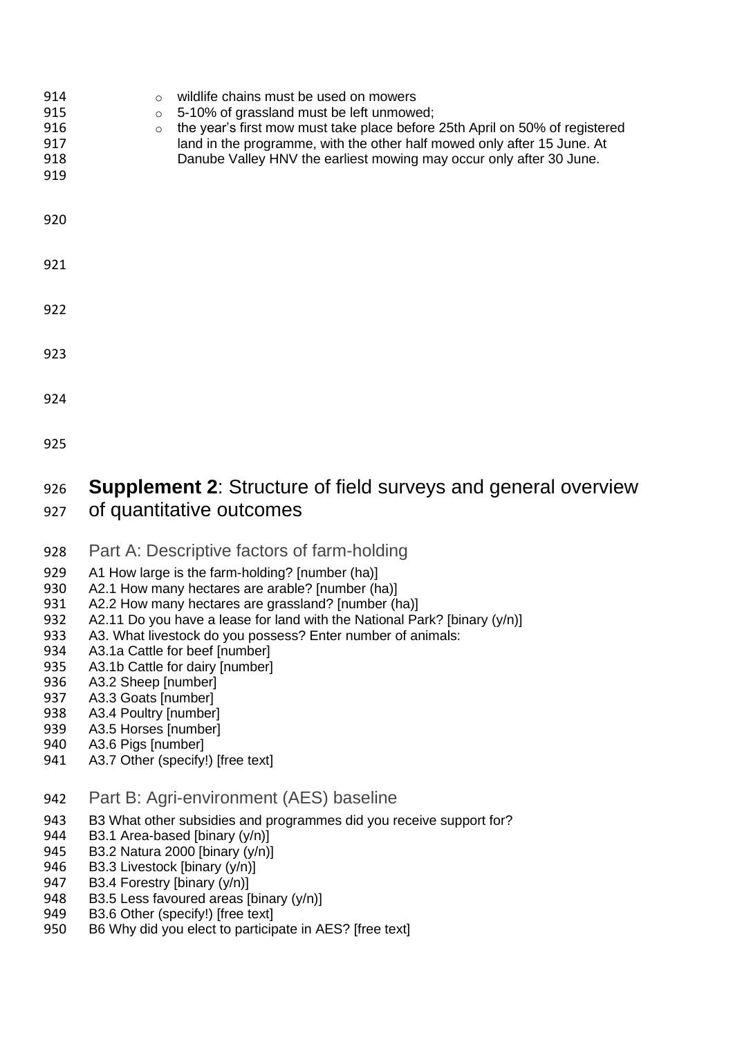- wildlife chains must be used on mowers
- 5-10% of grassland must be left unmowed;
- the year's first mow must take place before 25th April on 50% of registered land in the programme, with the other half mowed only after 15 June. At Danube Valley HNV the earliest mowing may occur only after 30 June.

# **Supplement 2**: Structure of field surveys and general overview of quantitative outcomes

## Part A: Descriptive factors of farm-holding

A1 How large is the farm-holding? [number (ha)]
A2.1 How many hectares are arable? [number (ha)]
A2.2 How many hectares are grassland? [number (ha)]
A2.11 Do you have a lease for land with the National Park? [binary (y/n)]
A3. What livestock do you possess? Enter number of animals:
A3.1a Cattle for beef [number]
A3.1b Cattle for dairy [number]
A3.2 Sheep [number]
A3.3 Goats [number]
A3.4 Poultry [number]
A3.5 Horses [number]
A3.6 Pigs [number]
A3.7 Other (specify!) [free text]

## Part B: Agri-environment (AES) baseline

B3 What other subsidies and programmes did you receive support for?
B3.1 Area-based [binary (y/n)]
B3.2 Natura 2000 [binary (y/n)]
B3.3 Livestock [binary (y/n)]
B3.4 Forestry [binary (y/n)]
B3.5 Less favoured areas [binary (y/n)]
B3.6 Other (specify!) [free text]
B6 Why did you elect to participate in AES? [free text]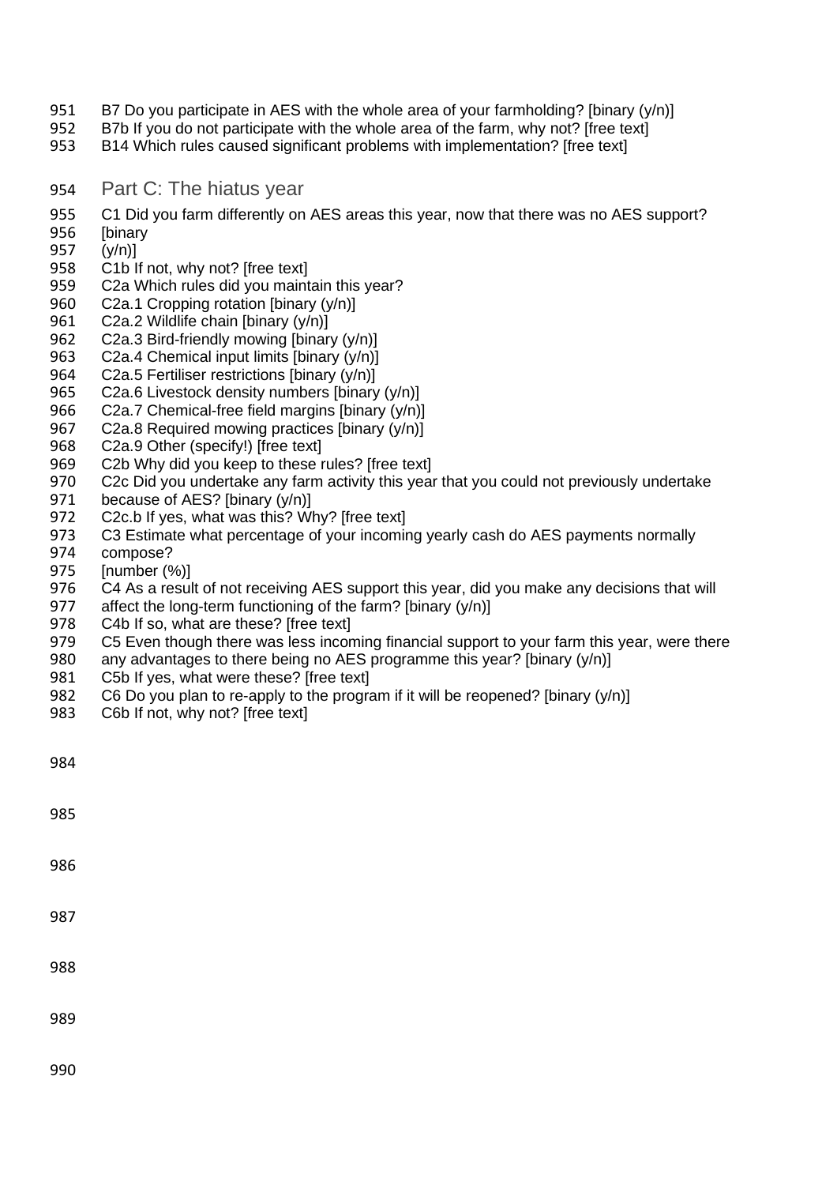B7 Do you participate in AES with the whole area of your farmholding? [binary (y/n)]
B7b If you do not participate with the whole area of the farm, why not? [free text]
B14 Which rules caused significant problems with implementation? [free text]

## Part C: The hiatus year

C1 Did you farm differently on AES areas this year, now that there was no AES support? [binary (y/n)]
C1b If not, why not? [free text]
C2a Which rules did you maintain this year?
C2a.1 Cropping rotation [binary (y/n)]
C2a.2 Wildlife chain [binary (y/n)]
C2a.3 Bird-friendly mowing [binary (y/n)]
C2a.4 Chemical input limits [binary (y/n)]
C2a.5 Fertiliser restrictions [binary (y/n)]
C2a.6 Livestock density numbers [binary (y/n)]
C2a.7 Chemical-free field margins [binary (y/n)]
C2a.8 Required mowing practices [binary (y/n)]
C2a.9 Other (specify!) [free text]
C2b Why did you keep to these rules? [free text]
C2c Did you undertake any farm activity this year that you could not previously undertake because of AES? [binary (y/n)]
C2c.b If yes, what was this? Why? [free text]
C3 Estimate what percentage of your incoming yearly cash do AES payments normally compose? [number (%)]
C4 As a result of not receiving AES support this year, did you make any decisions that will affect the long-term functioning of the farm? [binary (y/n)]
C4b If so, what are these? [free text]
C5 Even though there was less incoming financial support to your farm this year, were there any advantages to there being no AES programme this year? [binary (y/n)]
C5b If yes, what were these? [free text]
C6 Do you plan to re-apply to the program if it will be reopened? [binary (y/n)]
C6b If not, why not? [free text]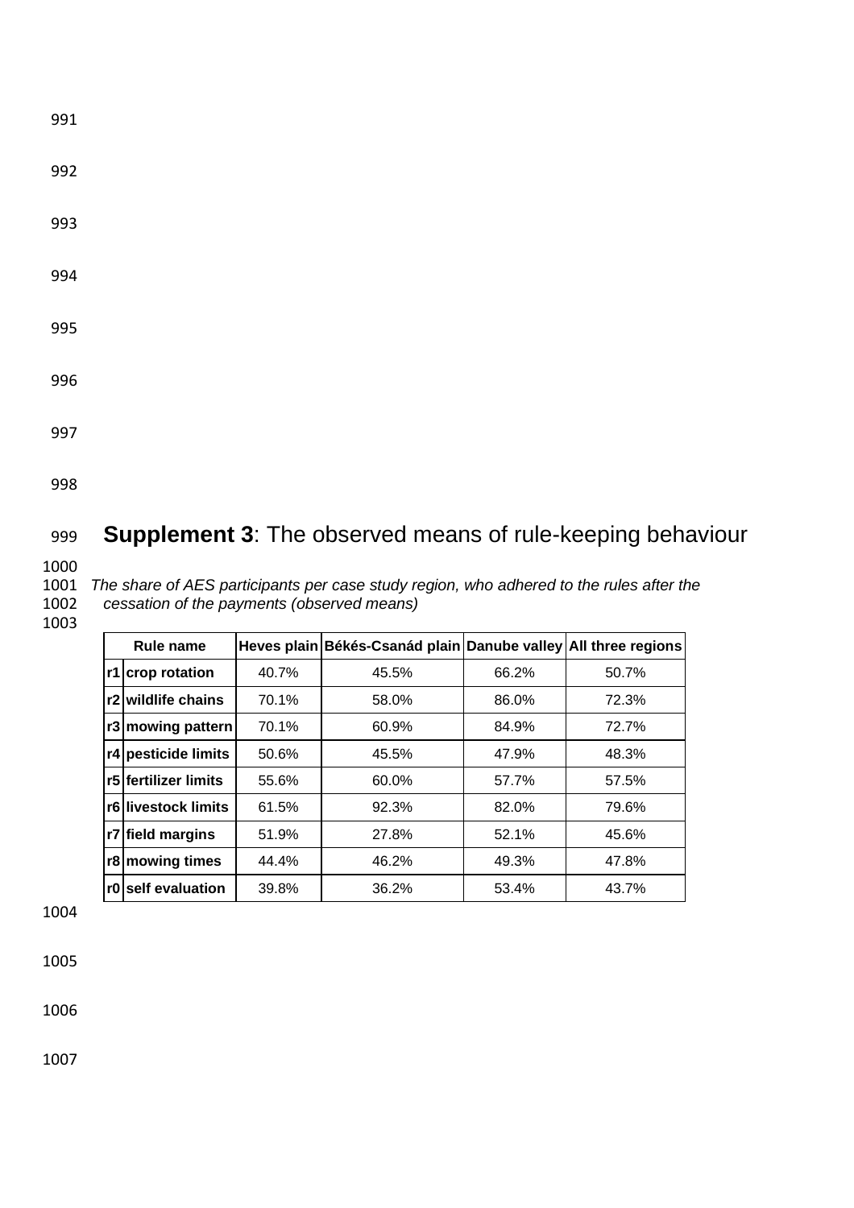## **Supplement 3**: The observed means of rule-keeping behaviour

*The share of AES participants per case study region, who adhered to the rules after the cessation of the payments (observed means)*

| Rule name | | Heves plain | Békés-Csanád plain | Danube valley | All three regions |
|---|---|---|---|---|---|
| r1 | crop rotation | 40.7% | 45.5% | 66.2% | 50.7% |
| r2 | wildlife chains | 70.1% | 58.0% | 86.0% | 72.3% |
| r3 | mowing pattern | 70.1% | 60.9% | 84.9% | 72.7% |
| r4 | pesticide limits | 50.6% | 45.5% | 47.9% | 48.3% |
| r5 | fertilizer limits | 55.6% | 60.0% | 57.7% | 57.5% |
| r6 | livestock limits | 61.5% | 92.3% | 82.0% | 79.6% |
| r7 | field margins | 51.9% | 27.8% | 52.1% | 45.6% |
| r8 | mowing times | 44.4% | 46.2% | 49.3% | 47.8% |
| r0 | self evaluation | 39.8% | 36.2% | 53.4% | 43.7% |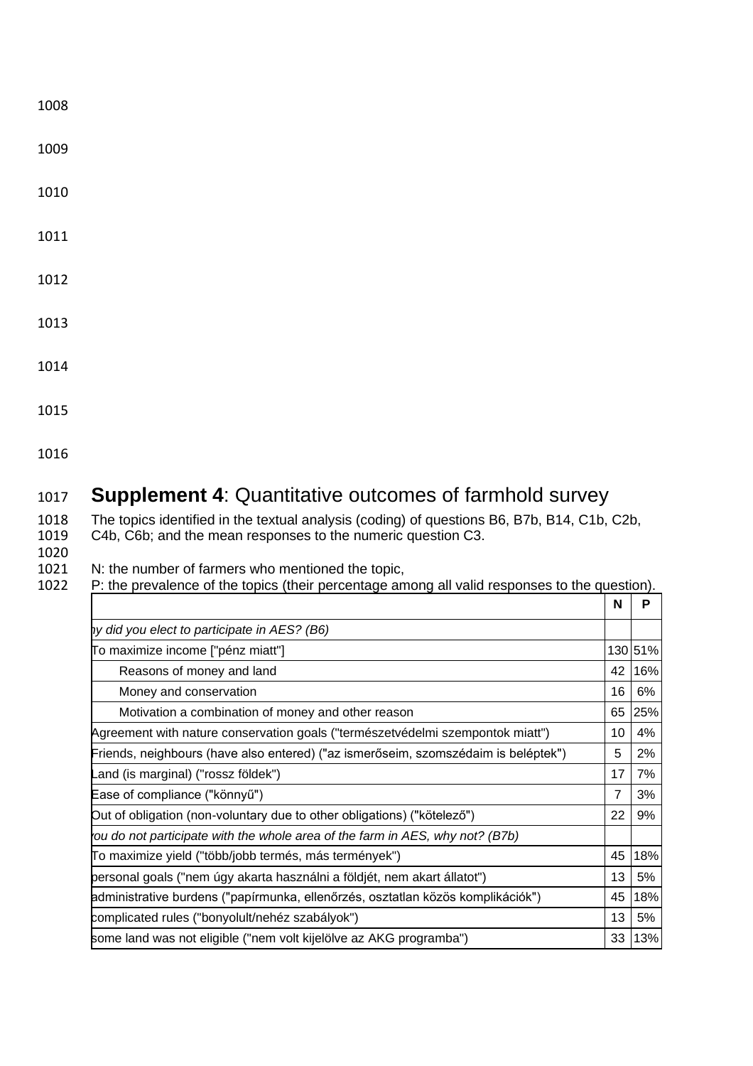## **Supplement 4**: Quantitative outcomes of farmhold survey

The topics identified in the textual analysis (coding) of questions B6, B7b, B14, C1b, C2b, C4b, C6b; and the mean responses to the numeric question C3.

N: the number of farmers who mentioned the topic,
P: the prevalence of the topics (their percentage among all valid responses to the question).

| | N | P |
|---|---|---|
| *hy did you elect to participate in AES? (B6)* | | |
| To maximize income ["pénz miatt"] | 130 | 51% |
| Reasons of money and land | 42 | 16% |
| Money and conservation | 16 | 6% |
| Motivation a combination of money and other reason | 65 | 25% |
| Agreement with nature conservation goals ("természetvédelmi szempontok miatt") | 10 | 4% |
| Friends, neighbours (have also entered) ("az ismerőseim, szomszédaim is beléptek") | 5 | 2% |
| Land (is marginal) ("rossz földek") | 17 | 7% |
| Ease of compliance ("könnyű") | 7 | 3% |
| Out of obligation (non-voluntary due to other obligations) ("kötelező") | 22 | 9% |
| *ou do not participate with the whole area of the farm in AES, why not? (B7b)* | | |
| To maximize yield ("több/jobb termés, más termények") | 45 | 18% |
| personal goals ("nem úgy akarta használni a földjét, nem akart állatot") | 13 | 5% |
| administrative burdens ("papírmunka, ellenőrzés, osztatlan közös komplikációk") | 45 | 18% |
| complicated rules ("bonyolult/nehéz szabályok") | 13 | 5% |
| some land was not eligible ("nem volt kijelölve az AKG programba") | 33 | 13% |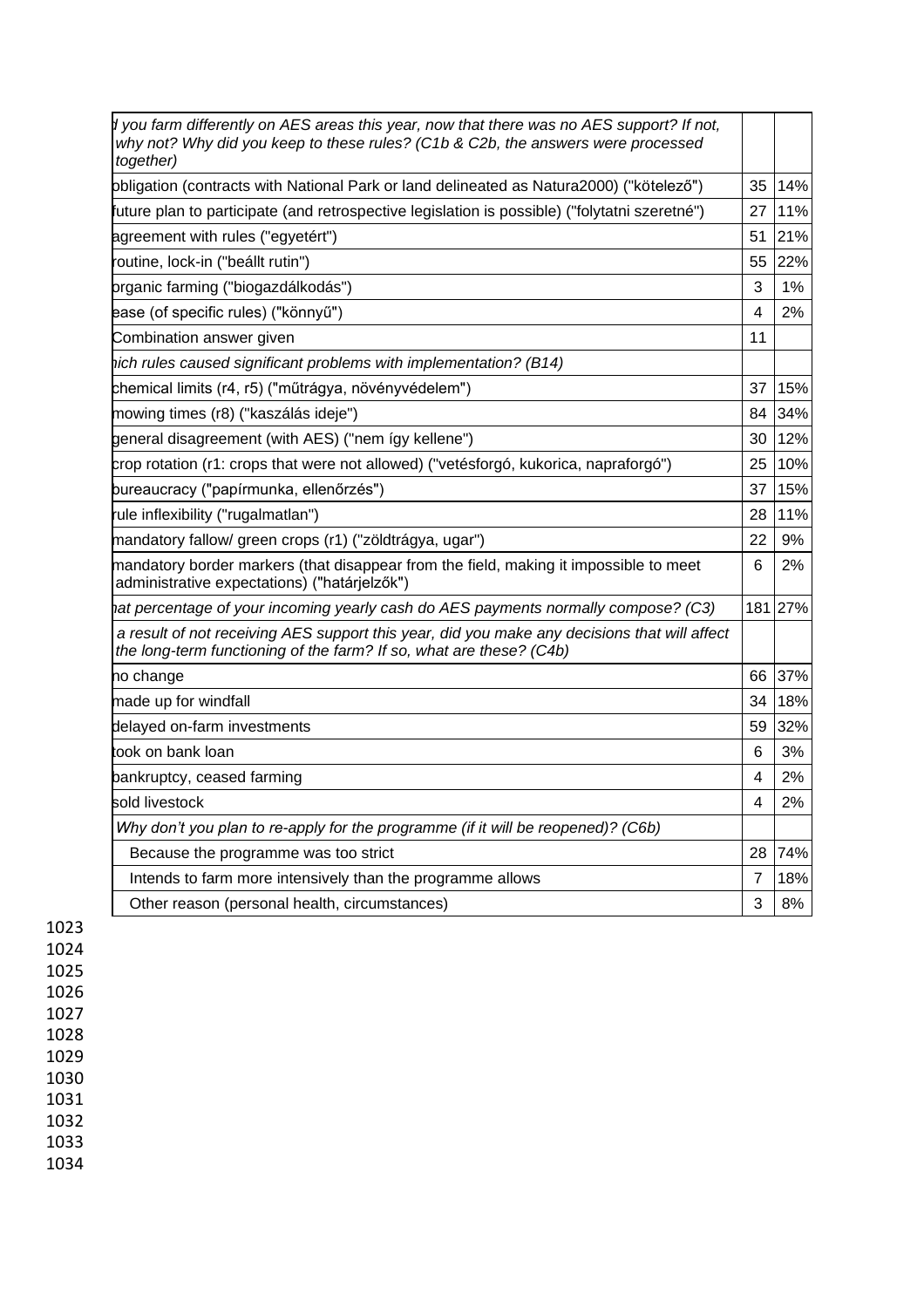| *d you farm differently on AES areas this year, now that there was no AES support? If not, why not? Why did you keep to these rules? (C1b & C2b, the answers were processed together)* | | |
|---|---|---|
| obligation (contracts with National Park or land delineated as Natura2000) ("kötelező") | 35 | 14% |
| future plan to participate (and retrospective legislation is possible) ("folytatni szeretné") | 27 | 11% |
| agreement with rules ("egyetért") | 51 | 21% |
| routine, lock-in ("beállt rutin") | 55 | 22% |
| organic farming ("biogazdálkodás") | 3 | 1% |
| ease (of specific rules) ("könnyű") | 4 | 2% |
| Combination answer given | 11 | |
| *hich rules caused significant problems with implementation? (B14)* | | |
| chemical limits (r4, r5) ("műtrágya, növényvédelem") | 37 | 15% |
| mowing times (r8) ("kaszálás ideje") | 84 | 34% |
| general disagreement (with AES) ("nem így kellene") | 30 | 12% |
| crop rotation (r1: crops that were not allowed) ("vetésforgó, kukorica, napraforgó") | 25 | 10% |
| bureaucracy ("papírmunka, ellenőrzés") | 37 | 15% |
| rule inflexibility ("rugalmatlan") | 28 | 11% |
| mandatory fallow/ green crops (r1) ("zöldtrágya, ugar") | 22 | 9% |
| mandatory border markers (that disappear from the field, making it impossible to meet administrative expectations) ("határjelzők") | 6 | 2% |
| *hat percentage of your incoming yearly cash do AES payments normally compose? (C3)* | 181 | 27% |
| *a result of not receiving AES support this year, did you make any decisions that will affect the long-term functioning of the farm? If so, what are these? (C4b)* | | |
| no change | 66 | 37% |
| made up for windfall | 34 | 18% |
| delayed on-farm investments | 59 | 32% |
| took on bank loan | 6 | 3% |
| bankruptcy, ceased farming | 4 | 2% |
| sold livestock | 4 | 2% |
| *Why don't you plan to re-apply for the programme (if it will be reopened)? (C6b)* | | |
| Because the programme was too strict | 28 | 74% |
| Intends to farm more intensively than the programme allows | 7 | 18% |
| Other reason (personal health, circumstances) | 3 | 8% |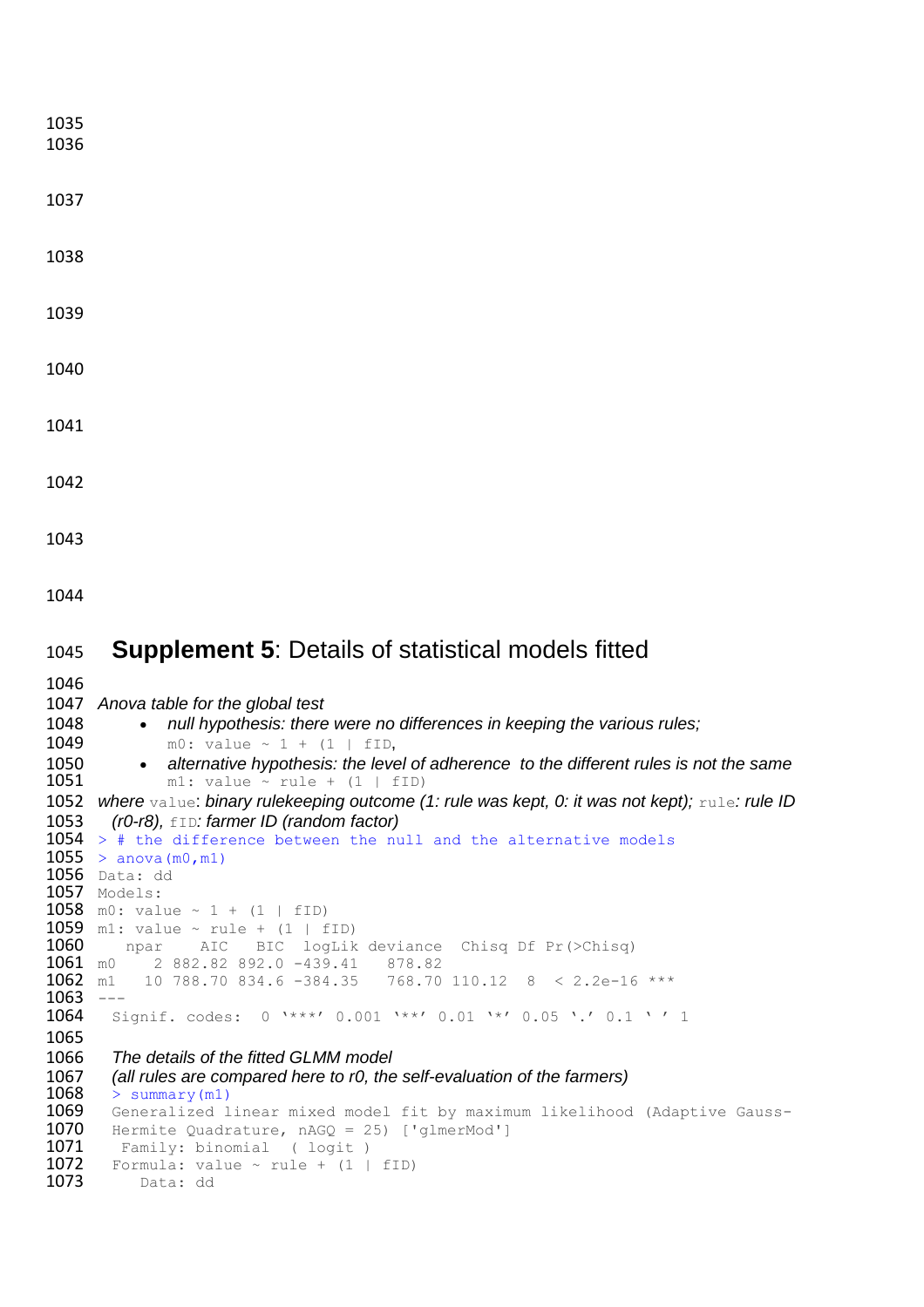# Supplement 5: Details of statistical models fitted

*Anova table for the global test*

- *null hypothesis: there were no differences in keeping the various rules;*
  `m0: value ~ 1 + (1 | fID),`
- *alternative hypothesis: the level of adherence to the different rules is not the same*
  `m1: value ~ rule + (1 | fID)`

*where* `value`*: binary rulekeeping outcome (1: rule was kept, 0: it was not kept);* `rule`*: rule ID (r0-r8),* `fID`*: farmer ID (random factor)*

```
> # the difference between the null and the alternative models
> anova(m0,m1)
Data: dd
Models:
m0: value ~ 1 + (1 | fID)
m1: value ~ rule + (1 | fID)
   npar    AIC   BIC  logLik deviance  Chisq Df Pr(>Chisq)
m0    2 882.82 892.0 -439.41   878.82
m1   10 788.70 834.6 -384.35   768.70 110.12  8  < 2.2e-16 ***
---
 Signif. codes:  0 '***' 0.001 '**' 0.01 '*' 0.05 '.' 0.1 ' ' 1
```

*The details of the fitted GLMM model*
*(all rules are compared here to r0, the self-evaluation of the farmers)*

```
> summary(m1)
Generalized linear mixed model fit by maximum likelihood (Adaptive Gauss-
Hermite Quadrature, nAGQ = 25) ['glmerMod']
 Family: binomial  ( logit )
Formula: value ~ rule + (1 | fID)
   Data: dd
```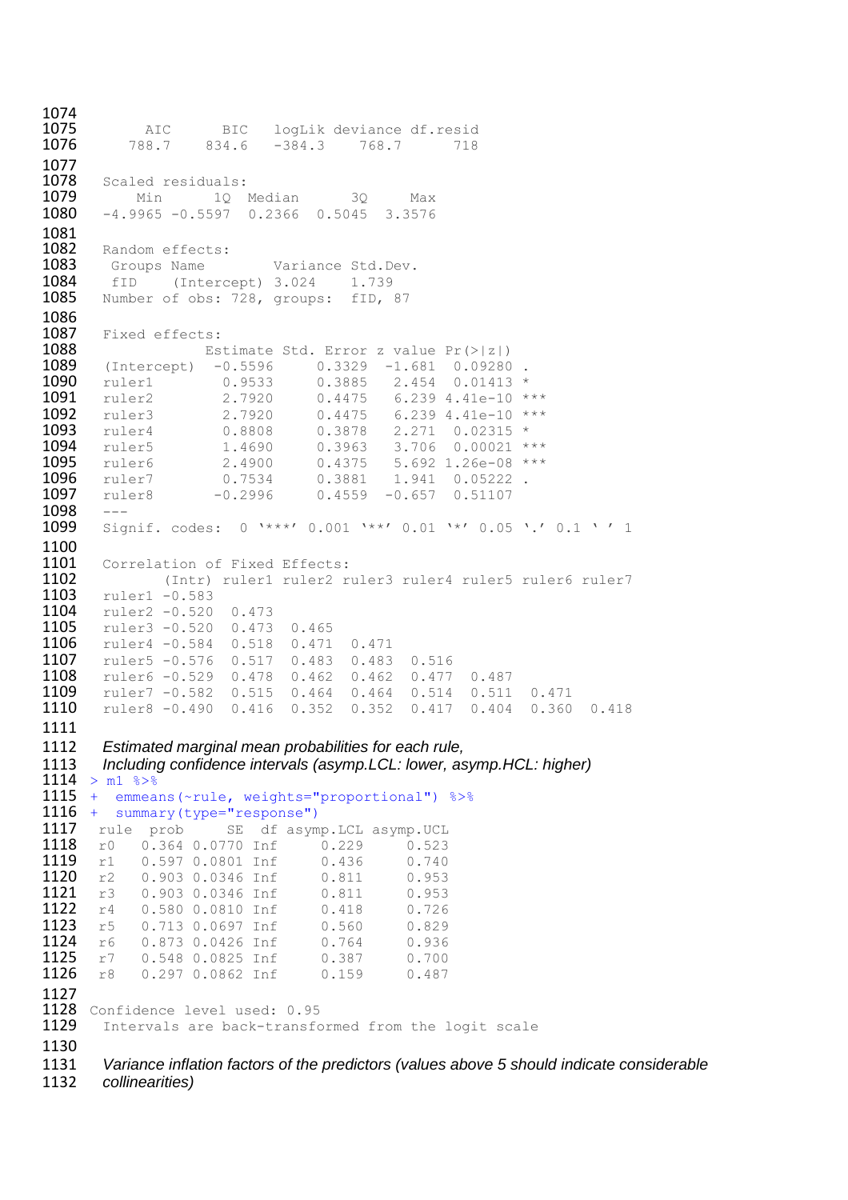```
     AIC      BIC   logLik deviance df.resid 
   788.7    834.6   -384.3    768.7      718 

Scaled residuals: 
    Min      1Q  Median      3Q     Max 
-4.9965 -0.5597  0.2366  0.5045  3.3576 

Random effects:
 Groups Name        Variance Std.Dev.
 fID    (Intercept) 3.024    1.739   
Number of obs: 728, groups:  fID, 87

Fixed effects:
            Estimate Std. Error z value Pr(>|z|)    
(Intercept)  -0.5596     0.3329  -1.681  0.09280 .  
ruler1        0.9533     0.3885   2.454  0.01413 *  
ruler2        2.7920     0.4475   6.239 4.41e-10 ***
ruler3        2.7920     0.4475   6.239 4.41e-10 ***
ruler4        0.8808     0.3878   2.271  0.02315 *  
ruler5        1.4690     0.3963   3.706  0.00021 ***
ruler6        2.4900     0.4375   5.692 1.26e-08 ***
ruler7        0.7534     0.3881   1.941  0.05222 .  
ruler8       -0.2996     0.4559  -0.657  0.51107    
---
Signif. codes:  0 '***' 0.001 '**' 0.01 '*' 0.05 '.' 0.1 ' ' 1

Correlation of Fixed Effects:
       (Intr) ruler1 ruler2 ruler3 ruler4 ruler5 ruler6 ruler7
ruler1 -0.583                                                 
ruler2 -0.520  0.473                                          
ruler3 -0.520  0.473  0.465                                   
ruler4 -0.584  0.518  0.471  0.471                            
ruler5 -0.576  0.517  0.483  0.483  0.516                     
ruler6 -0.529  0.478  0.462  0.462  0.477  0.487              
ruler7 -0.582  0.515  0.464  0.464  0.514  0.511  0.471       
ruler8 -0.490  0.416  0.352  0.352  0.417  0.404  0.360  0.418
```

*Estimated marginal mean probabilities for each rule, Including confidence intervals (asymp.LCL: lower, asymp.HCL: higher)*

```
> m1 %>%
+  emmeans(~rule, weights="proportional") %>%
+  summary(type="response")
 rule  prob     SE  df asymp.LCL asymp.UCL
 r0   0.364 0.0770 Inf     0.229     0.523
 r1   0.597 0.0801 Inf     0.436     0.740
 r2   0.903 0.0346 Inf     0.811     0.953
 r3   0.903 0.0346 Inf     0.811     0.953
 r4   0.580 0.0810 Inf     0.418     0.726
 r5   0.713 0.0697 Inf     0.560     0.829
 r6   0.873 0.0426 Inf     0.764     0.936
 r7   0.548 0.0825 Inf     0.387     0.700
 r8   0.297 0.0862 Inf     0.159     0.487

Confidence level used: 0.95 
Intervals are back-transformed from the logit scale
```

*Variance inflation factors of the predictors (values above 5 should indicate considerable collinearities)*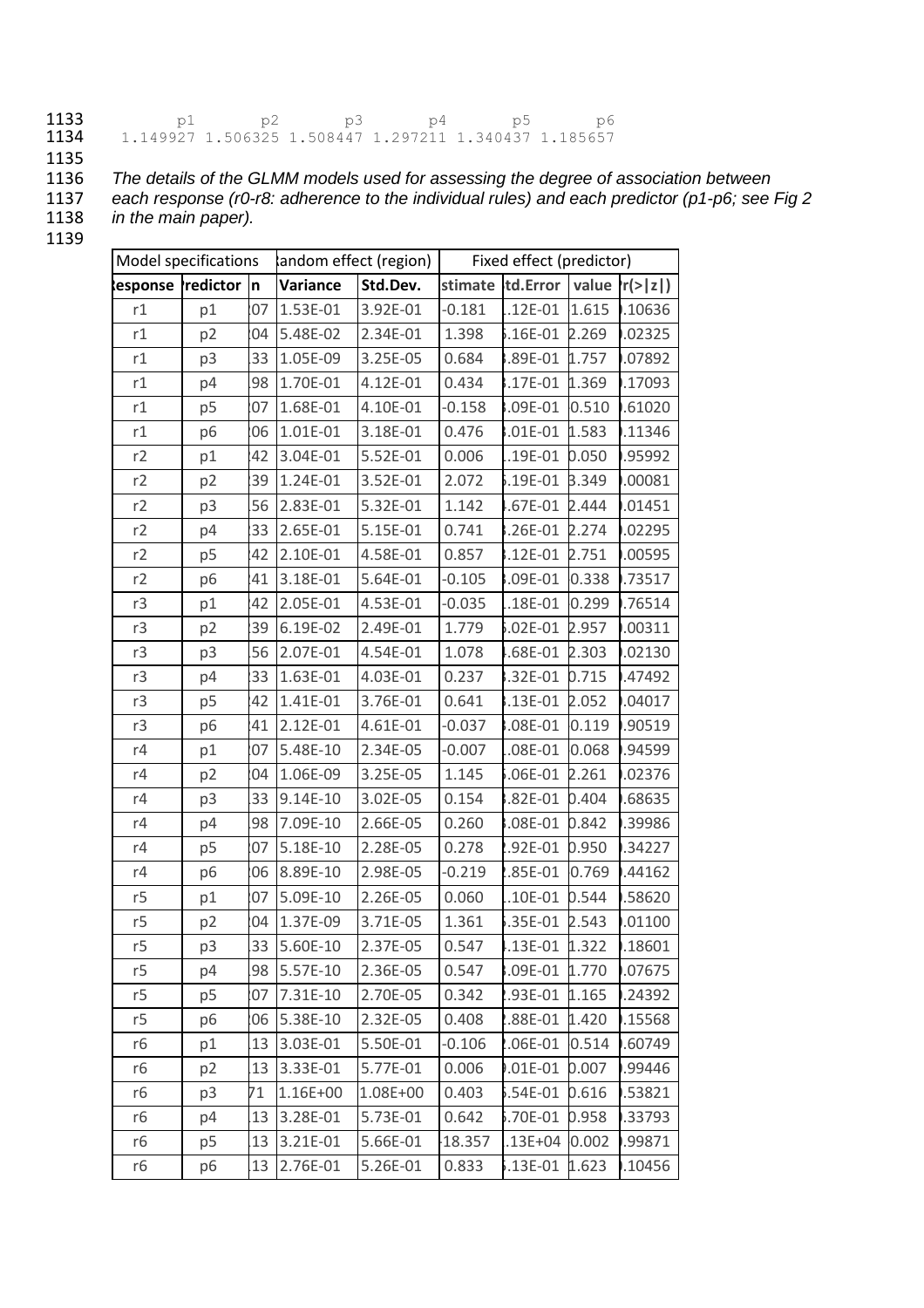```
        p1       p2       p3       p4       p5       p6
 1.149927 1.506325 1.508447 1.297211 1.340437 1.185657
```

*The details of the GLMM models used for assessing the degree of association between each response (r0-r8: adherence to the individual rules) and each predictor (p1-p6; see Fig 2 in the main paper).*

| Model specifications | | | Random effect (region) | | Fixed effect (predictor) | | | |
|---|---|---|---|---|---|---|---|---|
| Response | Predictor | n | Variance | Std.Dev. | Estimate | Std.Error | z value | Pr(>\|z\|) |
| r1 | p1 | 07 | 1.53E-01 | 3.92E-01 | -0.181 | .12E-01 | 1.615 | .10636 |
| r1 | p2 | 04 | 5.48E-02 | 2.34E-01 | 1.398 | .16E-01 | 2.269 | .02325 |
| r1 | p3 | 33 | 1.05E-09 | 3.25E-05 | 0.684 | .89E-01 | 1.757 | .07892 |
| r1 | p4 | 98 | 1.70E-01 | 4.12E-01 | 0.434 | .17E-01 | 1.369 | .17093 |
| r1 | p5 | 07 | 1.68E-01 | 4.10E-01 | -0.158 | .09E-01 | 0.510 | .61020 |
| r1 | p6 | 06 | 1.01E-01 | 3.18E-01 | 0.476 | .01E-01 | 1.583 | .11346 |
| r2 | p1 | 42 | 3.04E-01 | 5.52E-01 | 0.006 | .19E-01 | 0.050 | .95992 |
| r2 | p2 | 39 | 1.24E-01 | 3.52E-01 | 2.072 | .19E-01 | 3.349 | .00081 |
| r2 | p3 | 56 | 2.83E-01 | 5.32E-01 | 1.142 | .67E-01 | 2.444 | .01451 |
| r2 | p4 | 33 | 2.65E-01 | 5.15E-01 | 0.741 | .26E-01 | 2.274 | .02295 |
| r2 | p5 | 42 | 2.10E-01 | 4.58E-01 | 0.857 | .12E-01 | 2.751 | .00595 |
| r2 | p6 | 41 | 3.18E-01 | 5.64E-01 | -0.105 | .09E-01 | 0.338 | .73517 |
| r3 | p1 | 42 | 2.05E-01 | 4.53E-01 | -0.035 | .18E-01 | 0.299 | .76514 |
| r3 | p2 | 39 | 6.19E-02 | 2.49E-01 | 1.779 | .02E-01 | 2.957 | .00311 |
| r3 | p3 | 56 | 2.07E-01 | 4.54E-01 | 1.078 | .68E-01 | 2.303 | .02130 |
| r3 | p4 | 33 | 1.63E-01 | 4.03E-01 | 0.237 | .32E-01 | 0.715 | .47492 |
| r3 | p5 | 42 | 1.41E-01 | 3.76E-01 | 0.641 | .13E-01 | 2.052 | .04017 |
| r3 | p6 | 41 | 2.12E-01 | 4.61E-01 | -0.037 | .08E-01 | 0.119 | .90519 |
| r4 | p1 | 07 | 5.48E-10 | 2.34E-05 | -0.007 | .08E-01 | 0.068 | .94599 |
| r4 | p2 | 04 | 1.06E-09 | 3.25E-05 | 1.145 | .06E-01 | 2.261 | .02376 |
| r4 | p3 | 33 | 9.14E-10 | 3.02E-05 | 0.154 | .82E-01 | 0.404 | .68635 |
| r4 | p4 | 98 | 7.09E-10 | 2.66E-05 | 0.260 | .08E-01 | 0.842 | .39986 |
| r4 | p5 | 07 | 5.18E-10 | 2.28E-05 | 0.278 | .92E-01 | 0.950 | .34227 |
| r4 | p6 | 06 | 8.89E-10 | 2.98E-05 | -0.219 | .85E-01 | 0.769 | .44162 |
| r5 | p1 | 07 | 5.09E-10 | 2.26E-05 | 0.060 | .10E-01 | 0.544 | .58620 |
| r5 | p2 | 04 | 1.37E-09 | 3.71E-05 | 1.361 | .35E-01 | 2.543 | .01100 |
| r5 | p3 | 33 | 5.60E-10 | 2.37E-05 | 0.547 | .13E-01 | 1.322 | .18601 |
| r5 | p4 | 98 | 5.57E-10 | 2.36E-05 | 0.547 | .09E-01 | 1.770 | .07675 |
| r5 | p5 | 07 | 7.31E-10 | 2.70E-05 | 0.342 | .93E-01 | 1.165 | .24392 |
| r5 | p6 | 06 | 5.38E-10 | 2.32E-05 | 0.408 | .88E-01 | 1.420 | .15568 |
| r6 | p1 | 13 | 3.03E-01 | 5.50E-01 | -0.106 | .06E-01 | 0.514 | .60749 |
| r6 | p2 | 13 | 3.33E-01 | 5.77E-01 | 0.006 | .01E-01 | 0.007 | .99446 |
| r6 | p3 | 71 | 1.16E+00 | 1.08E+00 | 0.403 | .54E-01 | 0.616 | .53821 |
| r6 | p4 | 13 | 3.28E-01 | 5.73E-01 | 0.642 | .70E-01 | 0.958 | .33793 |
| r6 | p5 | 13 | 3.21E-01 | 5.66E-01 | -18.357 | .13E+04 | 0.002 | .99871 |
| r6 | p6 | 13 | 2.76E-01 | 5.26E-01 | 0.833 | .13E-01 | 1.623 | .10456 |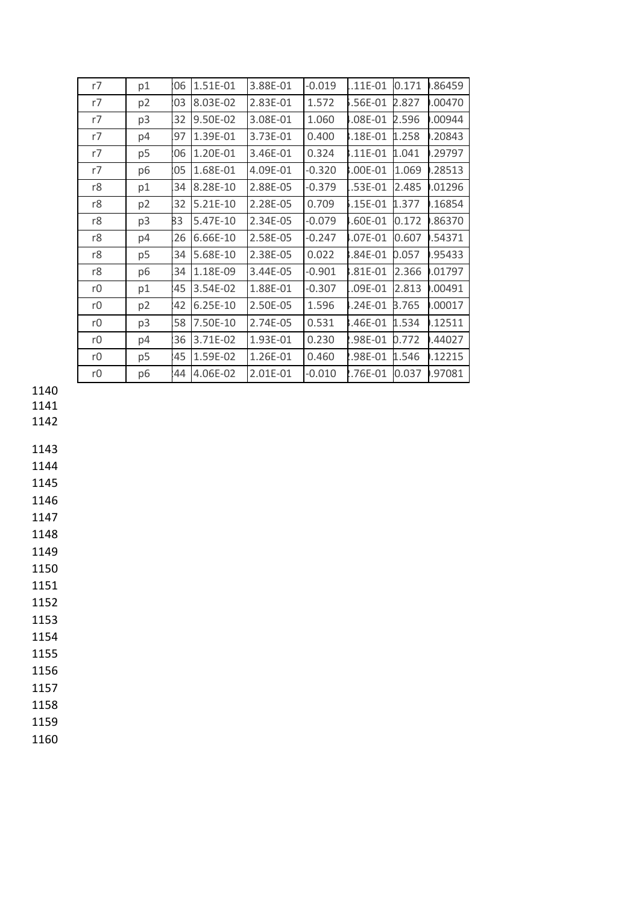| | | | | | | | | |
|---|---|---|---|---|---|---|---|---|
| r7 | p1 | :06 | 1.51E-01 | 3.88E-01 | -0.019 | .11E-01 | 0.171 | .86459 |
| r7 | p2 | :03 | 8.03E-02 | 2.83E-01 | 1.572 | .56E-01 | 2.827 | .00470 |
| r7 | p3 | 32 | 9.50E-02 | 3.08E-01 | 1.060 | .08E-01 | 2.596 | .00944 |
| r7 | p4 | 97 | 1.39E-01 | 3.73E-01 | 0.400 | .18E-01 | 1.258 | .20843 |
| r7 | p5 | :06 | 1.20E-01 | 3.46E-01 | 0.324 | .11E-01 | 1.041 | .29797 |
| r7 | p6 | :05 | 1.68E-01 | 4.09E-01 | -0.320 | .00E-01 | 1.069 | .28513 |
| r8 | p1 | 34 | 8.28E-10 | 2.88E-05 | -0.379 | .53E-01 | 2.485 | .01296 |
| r8 | p2 | 32 | 5.21E-10 | 2.28E-05 | 0.709 | .15E-01 | 1.377 | .16854 |
| r8 | p3 | 83 | 5.47E-10 | 2.34E-05 | -0.079 | .60E-01 | 0.172 | .86370 |
| r8 | p4 | 26 | 6.66E-10 | 2.58E-05 | -0.247 | .07E-01 | 0.607 | .54371 |
| r8 | p5 | 34 | 5.68E-10 | 2.38E-05 | 0.022 | .84E-01 | 0.057 | .95433 |
| r8 | p6 | 34 | 1.18E-09 | 3.44E-05 | -0.901 | .81E-01 | 2.366 | .01797 |
| r0 | p1 | 45 | 3.54E-02 | 1.88E-01 | -0.307 | .09E-01 | 2.813 | .00491 |
| r0 | p2 | 42 | 6.25E-10 | 2.50E-05 | 1.596 | .24E-01 | 3.765 | .00017 |
| r0 | p3 | 58 | 7.50E-10 | 2.74E-05 | 0.531 | .46E-01 | 1.534 | .12511 |
| r0 | p4 | 36 | 3.71E-02 | 1.93E-01 | 0.230 | .98E-01 | 0.772 | .44027 |
| r0 | p5 | 45 | 1.59E-02 | 1.26E-01 | 0.460 | .98E-01 | 1.546 | .12215 |
| r0 | p6 | 44 | 4.06E-02 | 2.01E-01 | -0.010 | .76E-01 | 0.037 | .97081 |